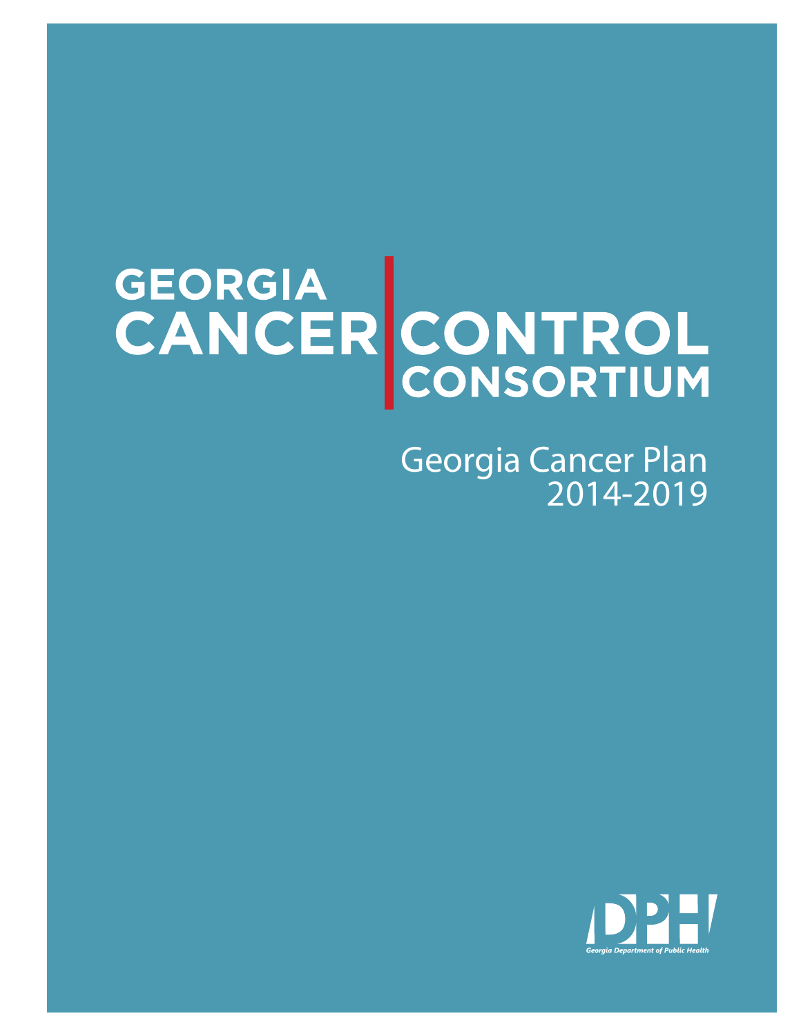# GEORGIA CANCER CONTROL CONSORTIUM

## Georgia Cancer Plan 2014-2019

DPH

Georgia Department of Public Health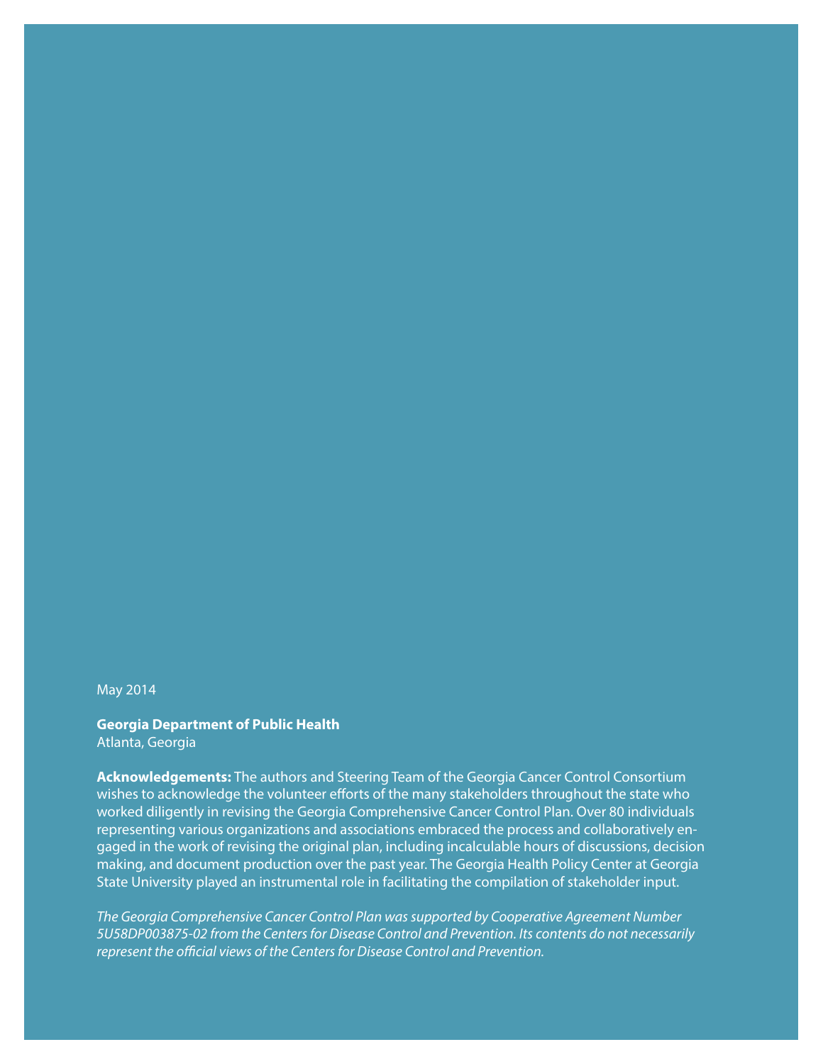May 2014

**Georgia Department of Public Health**
Atlanta, Georgia

**Acknowledgements:** The authors and Steering Team of the Georgia Cancer Control Consortium wishes to acknowledge the volunteer efforts of the many stakeholders throughout the state who worked diligently in revising the Georgia Comprehensive Cancer Control Plan. Over 80 individuals representing various organizations and associations embraced the process and collaboratively engaged in the work of revising the original plan, including incalculable hours of discussions, decision making, and document production over the past year. The Georgia Health Policy Center at Georgia State University played an instrumental role in facilitating the compilation of stakeholder input.

*The Georgia Comprehensive Cancer Control Plan was supported by Cooperative Agreement Number 5U58DP003875-02 from the Centers for Disease Control and Prevention. Its contents do not necessarily represent the official views of the Centers for Disease Control and Prevention.*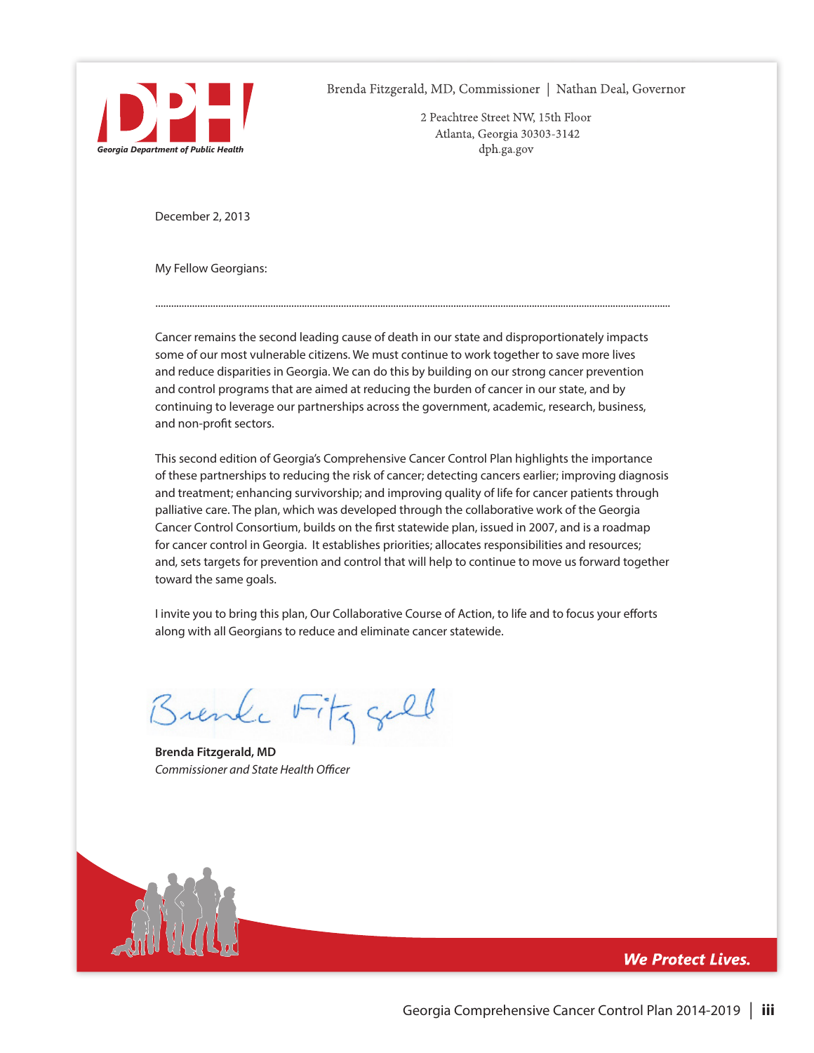Georgia Department of Public Health

Brenda Fitzgerald, MD, Commissioner | Nathan Deal, Governor

2 Peachtree Street NW, 15th Floor
Atlanta, Georgia 30303-3142
dph.ga.gov

December 2, 2013

My Fellow Georgians:

Cancer remains the second leading cause of death in our state and disproportionately impacts some of our most vulnerable citizens. We must continue to work together to save more lives and reduce disparities in Georgia. We can do this by building on our strong cancer prevention and control programs that are aimed at reducing the burden of cancer in our state, and by continuing to leverage our partnerships across the government, academic, research, business, and non-profit sectors.

This second edition of Georgia's Comprehensive Cancer Control Plan highlights the importance of these partnerships to reducing the risk of cancer; detecting cancers earlier; improving diagnosis and treatment; enhancing survivorship; and improving quality of life for cancer patients through palliative care. The plan, which was developed through the collaborative work of the Georgia Cancer Control Consortium, builds on the first statewide plan, issued in 2007, and is a roadmap for cancer control in Georgia. It establishes priorities; allocates responsibilities and resources; and, sets targets for prevention and control that will help to continue to move us forward together toward the same goals.

I invite you to bring this plan, Our Collaborative Course of Action, to life and to focus your efforts along with all Georgians to reduce and eliminate cancer statewide.

Brenda Fitzgerald

**Brenda Fitzgerald, MD**
*Commissioner and State Health Officer*

***We Protect Lives.***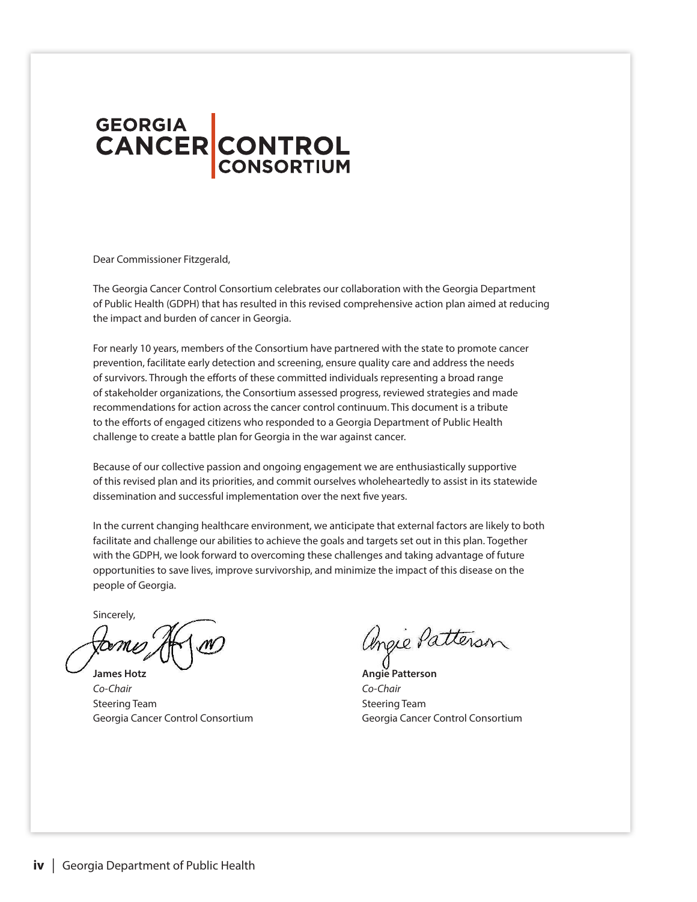**GEORGIA CANCER CONTROL CONSORTIUM**

Dear Commissioner Fitzgerald,

The Georgia Cancer Control Consortium celebrates our collaboration with the Georgia Department of Public Health (GDPH) that has resulted in this revised comprehensive action plan aimed at reducing the impact and burden of cancer in Georgia.

For nearly 10 years, members of the Consortium have partnered with the state to promote cancer prevention, facilitate early detection and screening, ensure quality care and address the needs of survivors. Through the efforts of these committed individuals representing a broad range of stakeholder organizations, the Consortium assessed progress, reviewed strategies and made recommendations for action across the cancer control continuum. This document is a tribute to the efforts of engaged citizens who responded to a Georgia Department of Public Health challenge to create a battle plan for Georgia in the war against cancer.

Because of our collective passion and ongoing engagement we are enthusiastically supportive of this revised plan and its priorities, and commit ourselves wholeheartedly to assist in its statewide dissemination and successful implementation over the next five years.

In the current changing healthcare environment, we anticipate that external factors are likely to both facilitate and challenge our abilities to achieve the goals and targets set out in this plan. Together with the GDPH, we look forward to overcoming these challenges and taking advantage of future opportunities to save lives, improve survivorship, and minimize the impact of this disease on the people of Georgia.

Sincerely,

**James Hotz**
*Co-Chair*
Steering Team
Georgia Cancer Control Consortium

**Angie Patterson**
*Co-Chair*
Steering Team
Georgia Cancer Control Consortium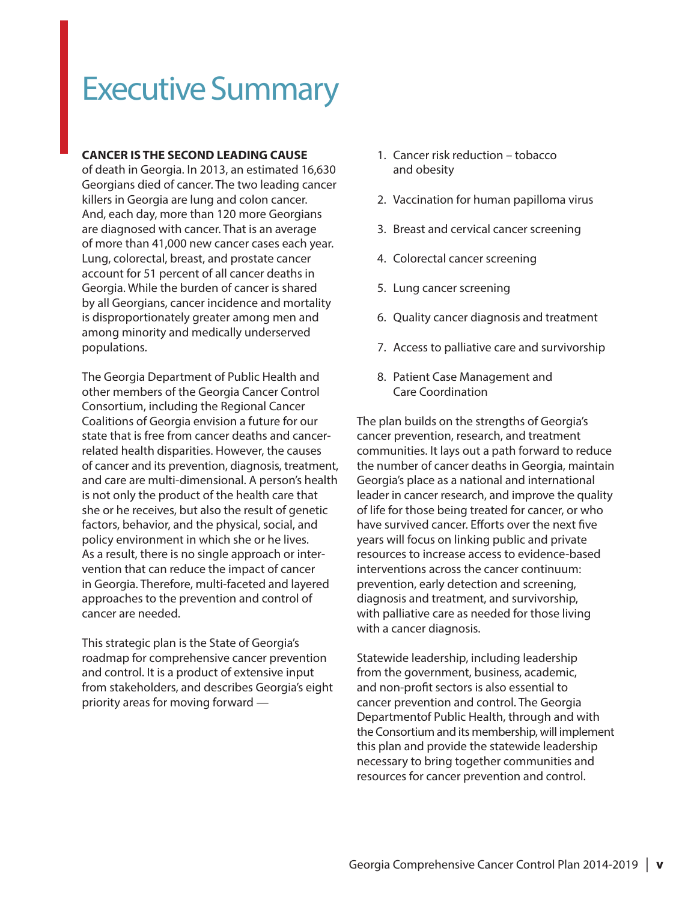# Executive Summary

**CANCER IS THE SECOND LEADING CAUSE** of death in Georgia. In 2013, an estimated 16,630 Georgians died of cancer. The two leading cancer killers in Georgia are lung and colon cancer. And, each day, more than 120 more Georgians are diagnosed with cancer. That is an average of more than 41,000 new cancer cases each year. Lung, colorectal, breast, and prostate cancer account for 51 percent of all cancer deaths in Georgia. While the burden of cancer is shared by all Georgians, cancer incidence and mortality is disproportionately greater among men and among minority and medically underserved populations.

The Georgia Department of Public Health and other members of the Georgia Cancer Control Consortium, including the Regional Cancer Coalitions of Georgia envision a future for our state that is free from cancer deaths and cancer-related health disparities. However, the causes of cancer and its prevention, diagnosis, treatment, and care are multi-dimensional. A person's health is not only the product of the health care that she or he receives, but also the result of genetic factors, behavior, and the physical, social, and policy environment in which she or he lives. As a result, there is no single approach or intervention that can reduce the impact of cancer in Georgia. Therefore, multi-faceted and layered approaches to the prevention and control of cancer are needed.

This strategic plan is the State of Georgia's roadmap for comprehensive cancer prevention and control. It is a product of extensive input from stakeholders, and describes Georgia's eight priority areas for moving forward —

1. Cancer risk reduction – tobacco and obesity
2. Vaccination for human papilloma virus
3. Breast and cervical cancer screening
4. Colorectal cancer screening
5. Lung cancer screening
6. Quality cancer diagnosis and treatment
7. Access to palliative care and survivorship
8. Patient Case Management and Care Coordination

The plan builds on the strengths of Georgia's cancer prevention, research, and treatment communities. It lays out a path forward to reduce the number of cancer deaths in Georgia, maintain Georgia's place as a national and international leader in cancer research, and improve the quality of life for those being treated for cancer, or who have survived cancer. Efforts over the next five years will focus on linking public and private resources to increase access to evidence-based interventions across the cancer continuum: prevention, early detection and screening, diagnosis and treatment, and survivorship, with palliative care as needed for those living with a cancer diagnosis.

Statewide leadership, including leadership from the government, business, academic, and non-profit sectors is also essential to cancer prevention and control. The Georgia Departmentof Public Health, through and with the Consortium and its membership, will implement this plan and provide the statewide leadership necessary to bring together communities and resources for cancer prevention and control.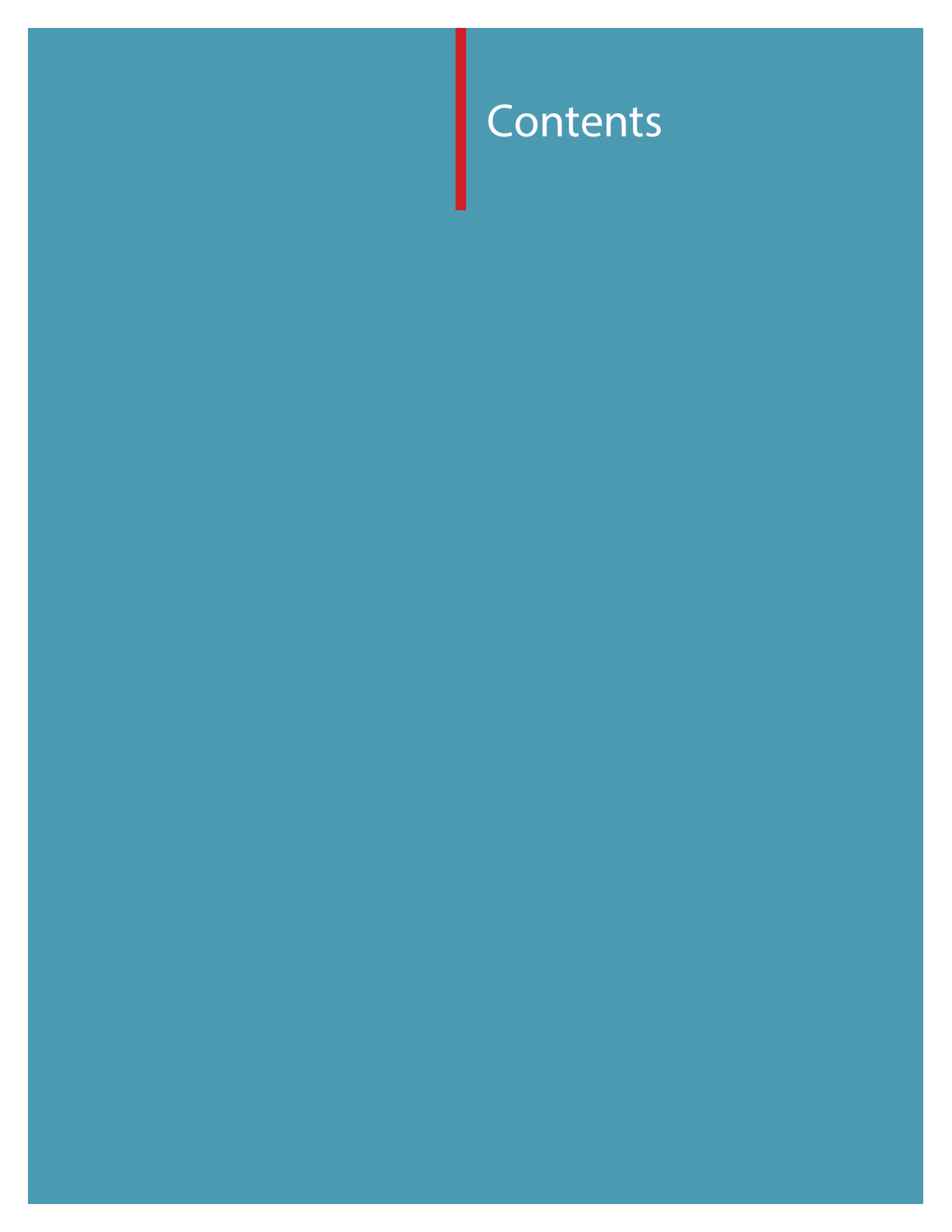# Contents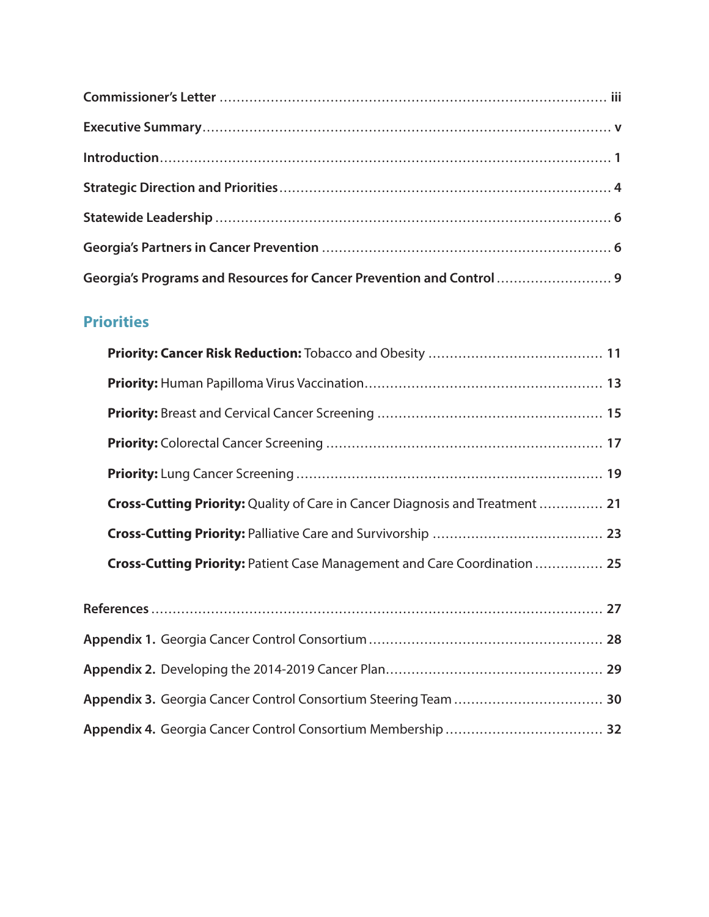**Commissioner's Letter** ........................................................................................ iii

**Executive Summary** .............................................................................................. v

**Introduction** ......................................................................................................... 1

**Strategic Direction and Priorities** ......................................................................... 4

**Statewide Leadership** ........................................................................................... 6

**Georgia's Partners in Cancer Prevention** ............................................................... 6

**Georgia's Programs and Resources for Cancer Prevention and Control** .................. 9

## Priorities

**Priority: Cancer Risk Reduction:** Tobacco and Obesity ........................................ 11

**Priority:** Human Papilloma Virus Vaccination ...................................................... 13

**Priority:** Breast and Cervical Cancer Screening .................................................... 15

**Priority:** Colorectal Cancer Screening ................................................................. 17

**Priority:** Lung Cancer Screening ......................................................................... 19

**Cross-Cutting Priority:** Quality of Care in Cancer Diagnosis and Treatment ............... 21

**Cross-Cutting Priority:** Palliative Care and Survivorship ....................................... 23

**Cross-Cutting Priority:** Patient Case Management and Care Coordination ................ 25

**References** ........................................................................................................ 27

**Appendix 1.** Georgia Cancer Control Consortium ..................................................... 28

**Appendix 2.** Developing the 2014-2019 Cancer Plan ................................................ 29

**Appendix 3.** Georgia Cancer Control Consortium Steering Team ................................ 30

**Appendix 4.** Georgia Cancer Control Consortium Membership .................................. 32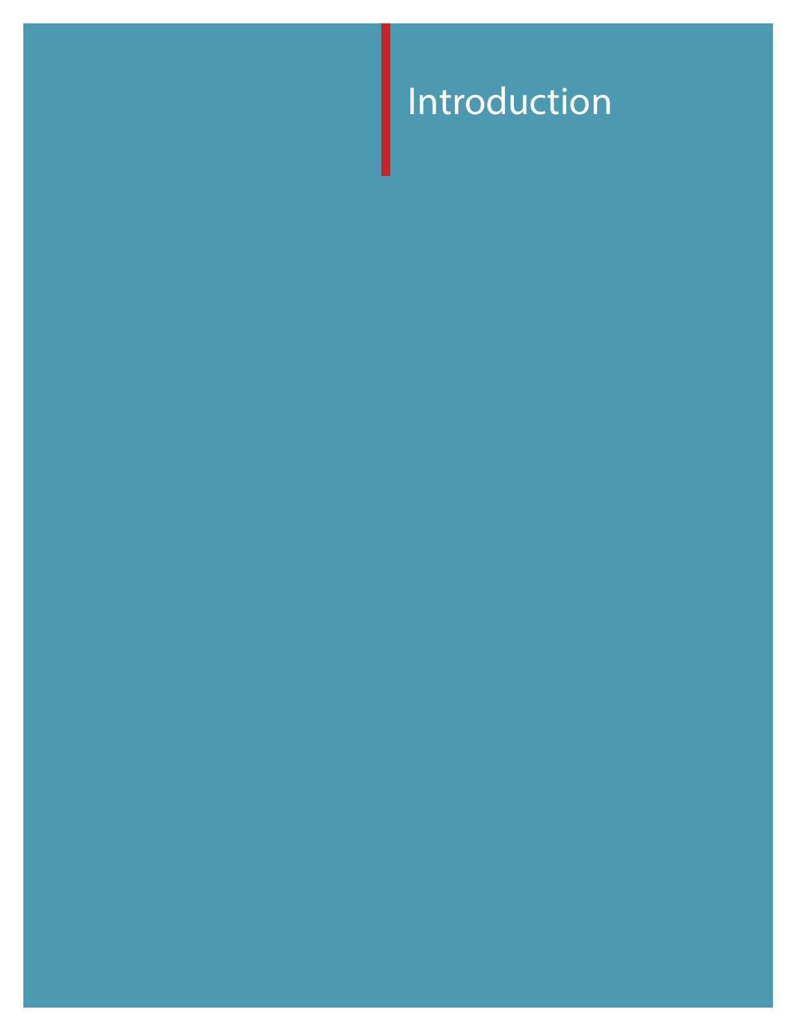# Introduction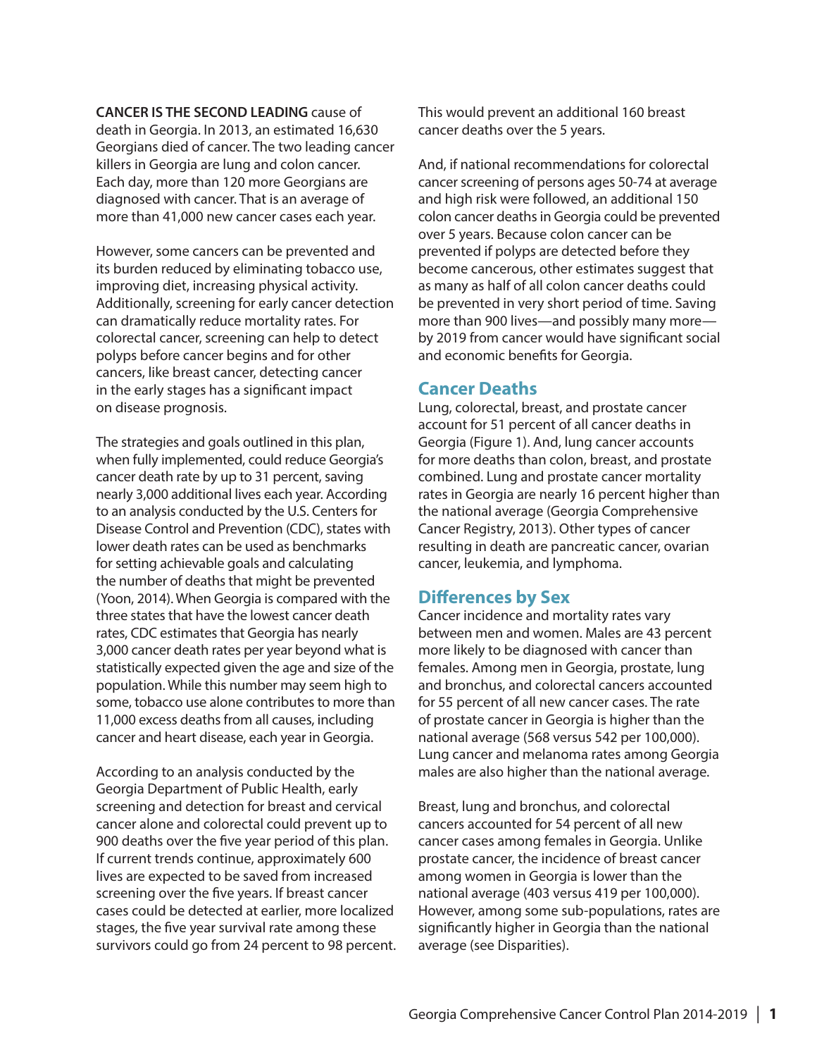**CANCER IS THE SECOND LEADING** cause of death in Georgia. In 2013, an estimated 16,630 Georgians died of cancer. The two leading cancer killers in Georgia are lung and colon cancer. Each day, more than 120 more Georgians are diagnosed with cancer. That is an average of more than 41,000 new cancer cases each year.

However, some cancers can be prevented and its burden reduced by eliminating tobacco use, improving diet, increasing physical activity. Additionally, screening for early cancer detection can dramatically reduce mortality rates. For colorectal cancer, screening can help to detect polyps before cancer begins and for other cancers, like breast cancer, detecting cancer in the early stages has a significant impact on disease prognosis.

The strategies and goals outlined in this plan, when fully implemented, could reduce Georgia's cancer death rate by up to 31 percent, saving nearly 3,000 additional lives each year. According to an analysis conducted by the U.S. Centers for Disease Control and Prevention (CDC), states with lower death rates can be used as benchmarks for setting achievable goals and calculating the number of deaths that might be prevented (Yoon, 2014). When Georgia is compared with the three states that have the lowest cancer death rates, CDC estimates that Georgia has nearly 3,000 cancer death rates per year beyond what is statistically expected given the age and size of the population. While this number may seem high to some, tobacco use alone contributes to more than 11,000 excess deaths from all causes, including cancer and heart disease, each year in Georgia.

According to an analysis conducted by the Georgia Department of Public Health, early screening and detection for breast and cervical cancer alone and colorectal could prevent up to 900 deaths over the five year period of this plan. If current trends continue, approximately 600 lives are expected to be saved from increased screening over the five years. If breast cancer cases could be detected at earlier, more localized stages, the five year survival rate among these survivors could go from 24 percent to 98 percent. This would prevent an additional 160 breast cancer deaths over the 5 years.

And, if national recommendations for colorectal cancer screening of persons ages 50-74 at average and high risk were followed, an additional 150 colon cancer deaths in Georgia could be prevented over 5 years. Because colon cancer can be prevented if polyps are detected before they become cancerous, other estimates suggest that as many as half of all colon cancer deaths could be prevented in very short period of time. Saving more than 900 lives—and possibly many more—by 2019 from cancer would have significant social and economic benefits for Georgia.

## Cancer Deaths

Lung, colorectal, breast, and prostate cancer account for 51 percent of all cancer deaths in Georgia (Figure 1). And, lung cancer accounts for more deaths than colon, breast, and prostate combined. Lung and prostate cancer mortality rates in Georgia are nearly 16 percent higher than the national average (Georgia Comprehensive Cancer Registry, 2013). Other types of cancer resulting in death are pancreatic cancer, ovarian cancer, leukemia, and lymphoma.

## Differences by Sex

Cancer incidence and mortality rates vary between men and women. Males are 43 percent more likely to be diagnosed with cancer than females. Among men in Georgia, prostate, lung and bronchus, and colorectal cancers accounted for 55 percent of all new cancer cases. The rate of prostate cancer in Georgia is higher than the national average (568 versus 542 per 100,000). Lung cancer and melanoma rates among Georgia males are also higher than the national average.

Breast, lung and bronchus, and colorectal cancers accounted for 54 percent of all new cancer cases among females in Georgia. Unlike prostate cancer, the incidence of breast cancer among women in Georgia is lower than the national average (403 versus 419 per 100,000). However, among some sub-populations, rates are significantly higher in Georgia than the national average (see Disparities).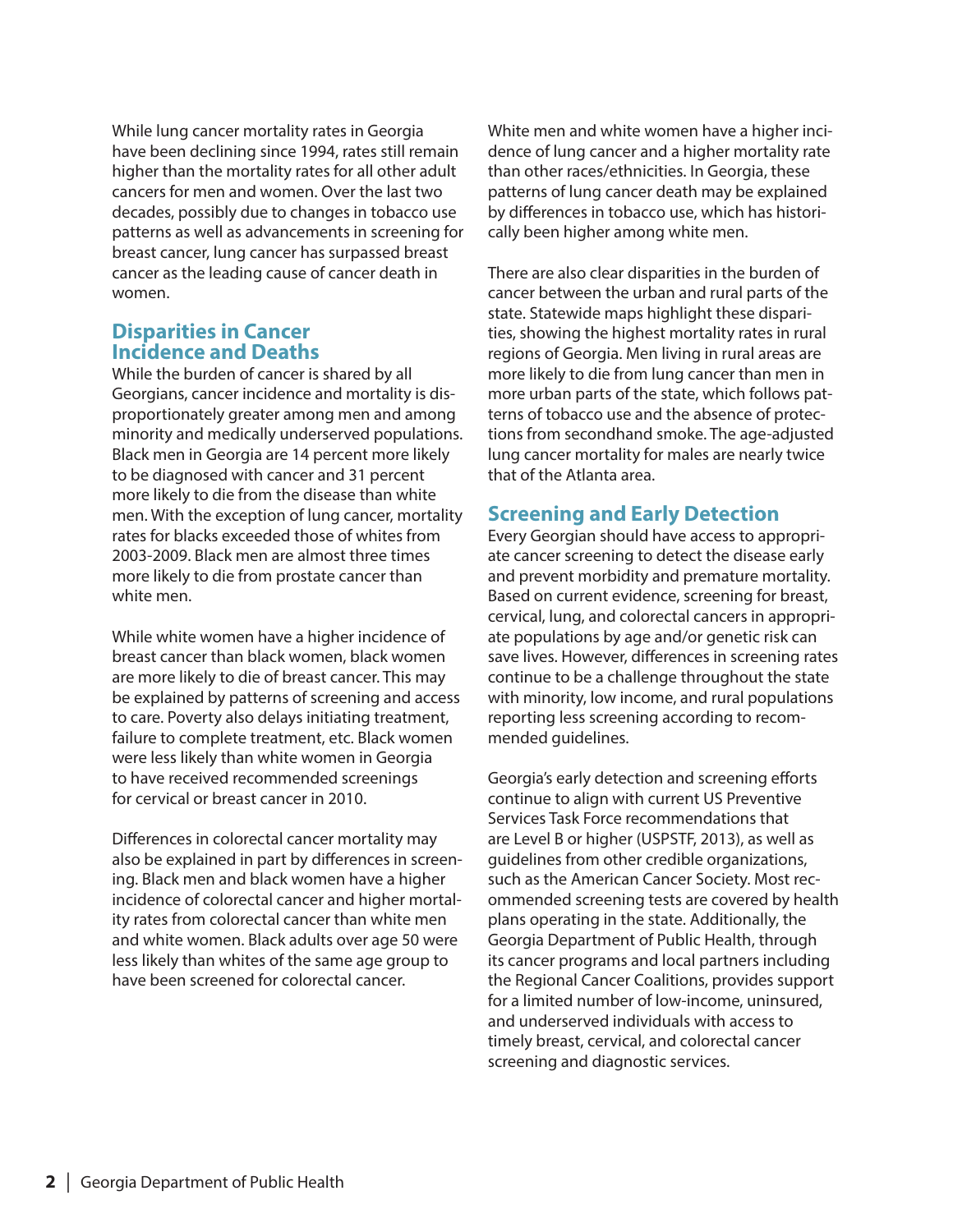While lung cancer mortality rates in Georgia have been declining since 1994, rates still remain higher than the mortality rates for all other adult cancers for men and women. Over the last two decades, possibly due to changes in tobacco use patterns as well as advancements in screening for breast cancer, lung cancer has surpassed breast cancer as the leading cause of cancer death in women.

## Disparities in Cancer Incidence and Deaths

While the burden of cancer is shared by all Georgians, cancer incidence and mortality is disproportionately greater among men and among minority and medically underserved populations. Black men in Georgia are 14 percent more likely to be diagnosed with cancer and 31 percent more likely to die from the disease than white men. With the exception of lung cancer, mortality rates for blacks exceeded those of whites from 2003-2009. Black men are almost three times more likely to die from prostate cancer than white men.

While white women have a higher incidence of breast cancer than black women, black women are more likely to die of breast cancer. This may be explained by patterns of screening and access to care. Poverty also delays initiating treatment, failure to complete treatment, etc. Black women were less likely than white women in Georgia to have received recommended screenings for cervical or breast cancer in 2010.

Differences in colorectal cancer mortality may also be explained in part by differences in screening. Black men and black women have a higher incidence of colorectal cancer and higher mortality rates from colorectal cancer than white men and white women. Black adults over age 50 were less likely than whites of the same age group to have been screened for colorectal cancer.

White men and white women have a higher incidence of lung cancer and a higher mortality rate than other races/ethnicities. In Georgia, these patterns of lung cancer death may be explained by differences in tobacco use, which has historically been higher among white men.

There are also clear disparities in the burden of cancer between the urban and rural parts of the state. Statewide maps highlight these disparities, showing the highest mortality rates in rural regions of Georgia. Men living in rural areas are more likely to die from lung cancer than men in more urban parts of the state, which follows patterns of tobacco use and the absence of protections from secondhand smoke. The age-adjusted lung cancer mortality for males are nearly twice that of the Atlanta area.

## Screening and Early Detection

Every Georgian should have access to appropriate cancer screening to detect the disease early and prevent morbidity and premature mortality. Based on current evidence, screening for breast, cervical, lung, and colorectal cancers in appropriate populations by age and/or genetic risk can save lives. However, differences in screening rates continue to be a challenge throughout the state with minority, low income, and rural populations reporting less screening according to recommended guidelines.

Georgia's early detection and screening efforts continue to align with current US Preventive Services Task Force recommendations that are Level B or higher (USPSTF, 2013), as well as guidelines from other credible organizations, such as the American Cancer Society. Most recommended screening tests are covered by health plans operating in the state. Additionally, the Georgia Department of Public Health, through its cancer programs and local partners including the Regional Cancer Coalitions, provides support for a limited number of low-income, uninsured, and underserved individuals with access to timely breast, cervical, and colorectal cancer screening and diagnostic services.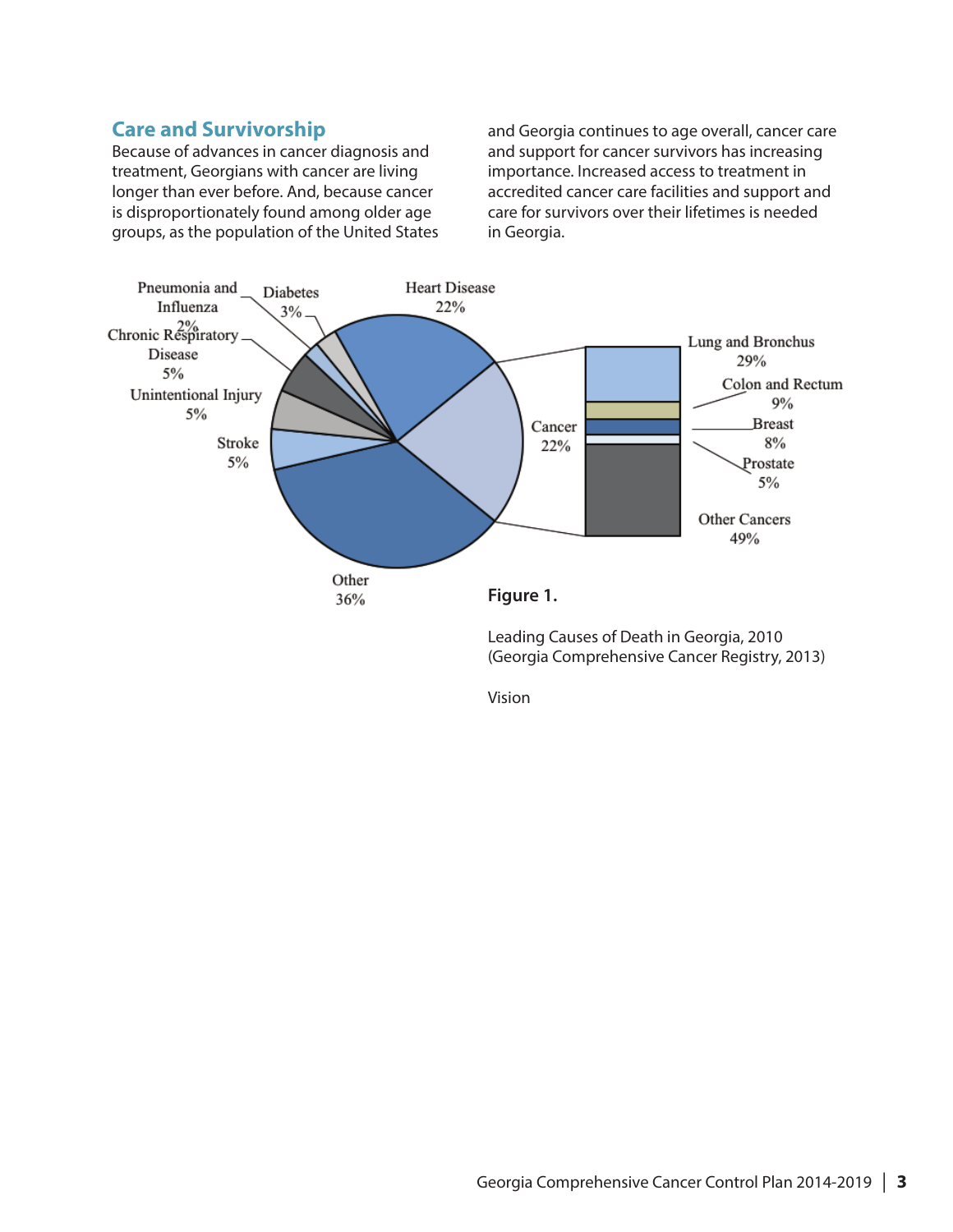## Care and Survivorship

Because of advances in cancer diagnosis and treatment, Georgians with cancer are living longer than ever before. And, because cancer is disproportionately found among older age groups, as the population of the United States and Georgia continues to age overall, cancer care and support for cancer survivors has increasing importance. Increased access to treatment in accredited cancer care facilities and support and care for survivors over their lifetimes is needed in Georgia.

Pneumonia and Influenza 2%

Diabetes 3%

Heart Disease 22%

Chronic Respiratory Disease 5%

Unintentional Injury 5%

Stroke 5%

Other 36%

Cancer 22%

Lung and Bronchus 29%

Colon and Rectum 9%

Breast 8%

Prostate 5%

Other Cancers 49%

**Figure 1.**

Leading Causes of Death in Georgia, 2010 (Georgia Comprehensive Cancer Registry, 2013)

Vision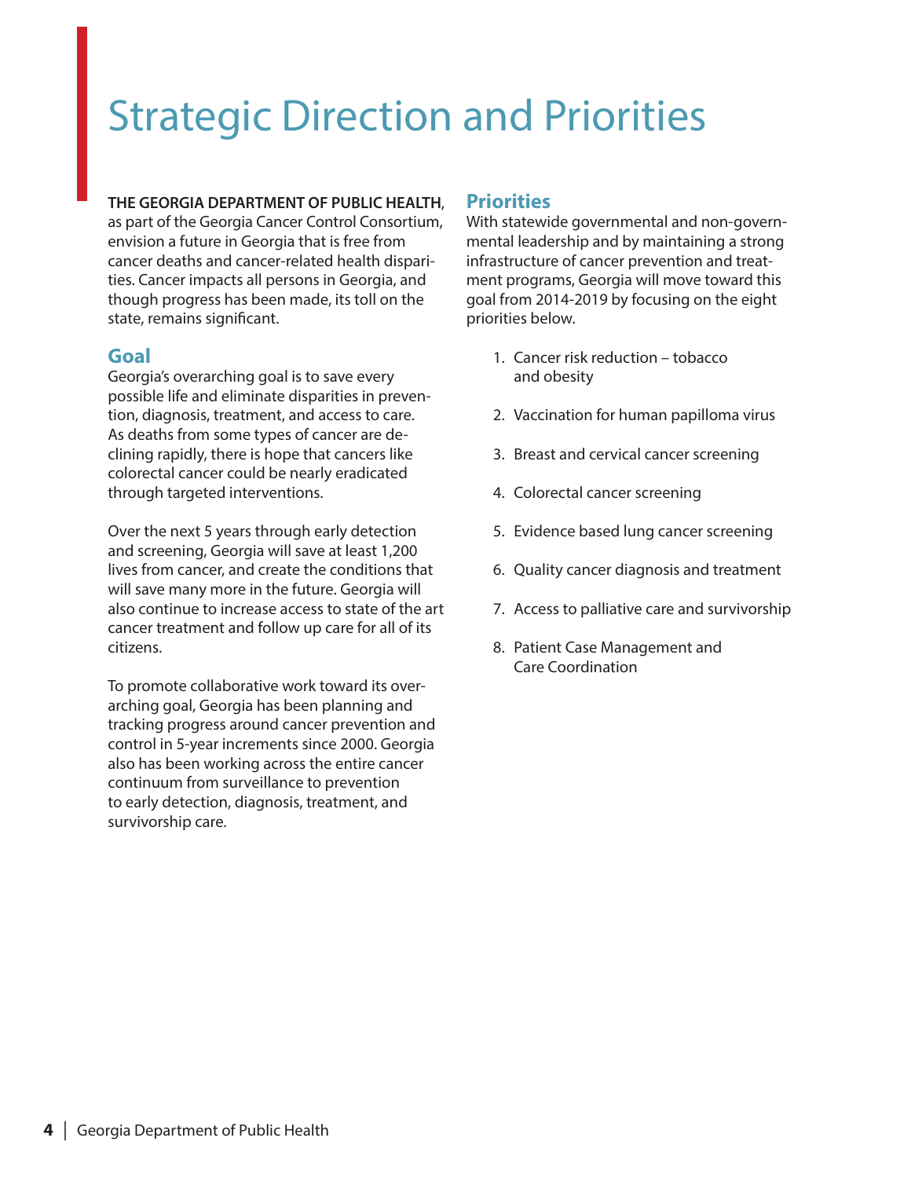# Strategic Direction and Priorities

**THE GEORGIA DEPARTMENT OF PUBLIC HEALTH**, as part of the Georgia Cancer Control Consortium, envision a future in Georgia that is free from cancer deaths and cancer-related health disparities. Cancer impacts all persons in Georgia, and though progress has been made, its toll on the state, remains significant.

## Goal

Georgia's overarching goal is to save every possible life and eliminate disparities in prevention, diagnosis, treatment, and access to care. As deaths from some types of cancer are declining rapidly, there is hope that cancers like colorectal cancer could be nearly eradicated through targeted interventions.

Over the next 5 years through early detection and screening, Georgia will save at least 1,200 lives from cancer, and create the conditions that will save many more in the future. Georgia will also continue to increase access to state of the art cancer treatment and follow up care for all of its citizens.

To promote collaborative work toward its overarching goal, Georgia has been planning and tracking progress around cancer prevention and control in 5-year increments since 2000. Georgia also has been working across the entire cancer continuum from surveillance to prevention to early detection, diagnosis, treatment, and survivorship care.

## Priorities

With statewide governmental and non-governmental leadership and by maintaining a strong infrastructure of cancer prevention and treatment programs, Georgia will move toward this goal from 2014-2019 by focusing on the eight priorities below.

1. Cancer risk reduction – tobacco and obesity
2. Vaccination for human papilloma virus
3. Breast and cervical cancer screening
4. Colorectal cancer screening
5. Evidence based lung cancer screening
6. Quality cancer diagnosis and treatment
7. Access to palliative care and survivorship
8. Patient Case Management and Care Coordination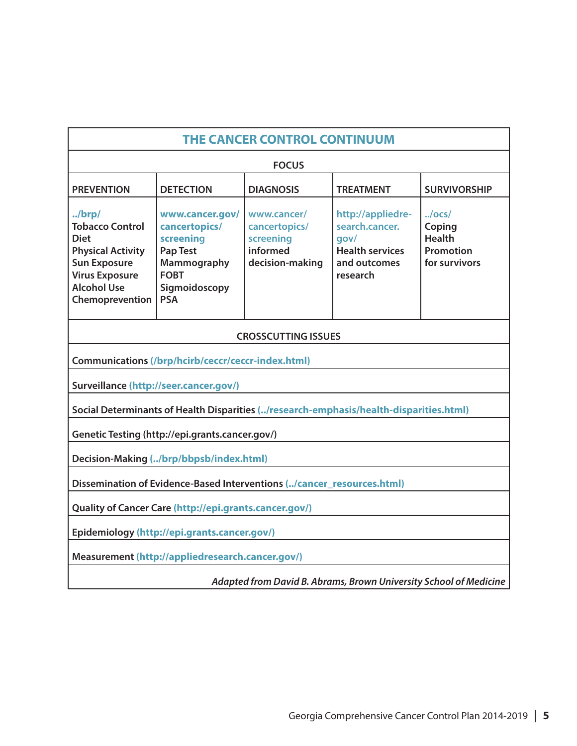## THE CANCER CONTROL CONTINUUM

| FOCUS | | | | |
|---|---|---|---|---|
| PREVENTION | DETECTION | DIAGNOSIS | TREATMENT | SURVIVORSHIP |
| ../brp/<br>Tobacco Control<br>Diet<br>Physical Activity<br>Sun Exposure<br>Virus Exposure<br>Alcohol Use<br>Chemoprevention | www.cancer.gov/cancertopics/screening<br>Pap Test<br>Mammography<br>FOBT<br>Sigmoidoscopy<br>PSA | www.cancer/cancertopics/screening<br>informed decision-making | http://appliedresearch.cancer.gov/<br>Health services and outcomes research | ../ocs/<br>Coping<br>Health Promotion for survivors |

**CROSSCUTTING ISSUES**

- Communications (/brp/hcirb/ceccr/ceccr-index.html)
- Surveillance (http://seer.cancer.gov/)
- Social Determinants of Health Disparities (../research-emphasis/health-disparities.html)
- Genetic Testing (http://epi.grants.cancer.gov/)
- Decision-Making (../brp/bbpsb/index.html)
- Dissemination of Evidence-Based Interventions (../cancer_resources.html)
- Quality of Cancer Care (http://epi.grants.cancer.gov/)
- Epidemiology (http://epi.grants.cancer.gov/)
- Measurement (http://appliedresearch.cancer.gov/)

*Adapted from David B. Abrams, Brown University School of Medicine*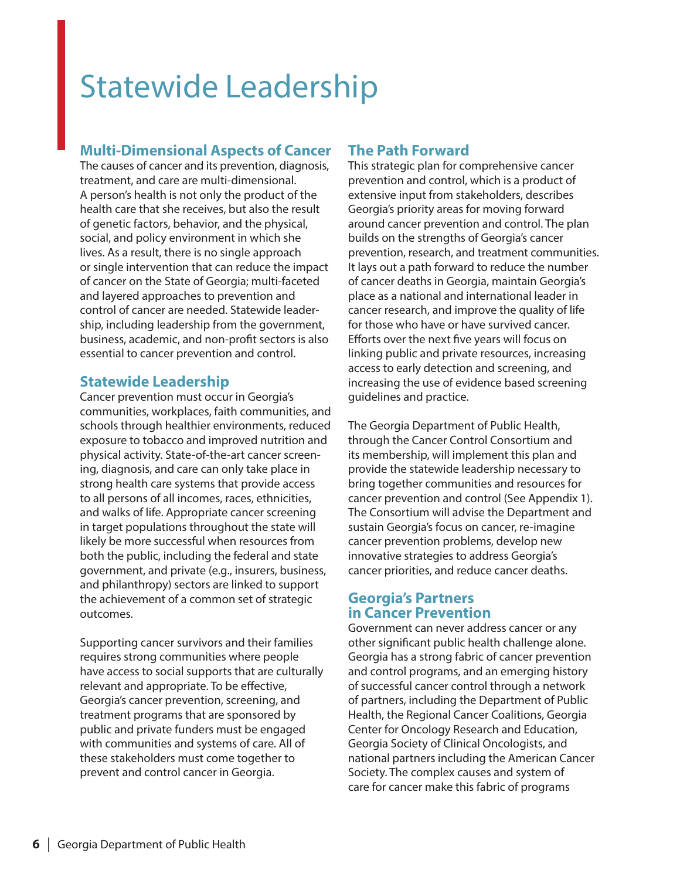# Statewide Leadership

## Multi-Dimensional Aspects of Cancer

The causes of cancer and its prevention, diagnosis, treatment, and care are multi-dimensional. A person's health is not only the product of the health care that she receives, but also the result of genetic factors, behavior, and the physical, social, and policy environment in which she lives. As a result, there is no single approach or single intervention that can reduce the impact of cancer on the State of Georgia; multi-faceted and layered approaches to prevention and control of cancer are needed. Statewide leadership, including leadership from the government, business, academic, and non-profit sectors is also essential to cancer prevention and control.

## Statewide Leadership

Cancer prevention must occur in Georgia's communities, workplaces, faith communities, and schools through healthier environments, reduced exposure to tobacco and improved nutrition and physical activity. State-of-the-art cancer screening, diagnosis, and care can only take place in strong health care systems that provide access to all persons of all incomes, races, ethnicities, and walks of life. Appropriate cancer screening in target populations throughout the state will likely be more successful when resources from both the public, including the federal and state government, and private (e.g., insurers, business, and philanthropy) sectors are linked to support the achievement of a common set of strategic outcomes.

Supporting cancer survivors and their families requires strong communities where people have access to social supports that are culturally relevant and appropriate. To be effective, Georgia's cancer prevention, screening, and treatment programs that are sponsored by public and private funders must be engaged with communities and systems of care. All of these stakeholders must come together to prevent and control cancer in Georgia.

## The Path Forward

This strategic plan for comprehensive cancer prevention and control, which is a product of extensive input from stakeholders, describes Georgia's priority areas for moving forward around cancer prevention and control. The plan builds on the strengths of Georgia's cancer prevention, research, and treatment communities. It lays out a path forward to reduce the number of cancer deaths in Georgia, maintain Georgia's place as a national and international leader in cancer research, and improve the quality of life for those who have or have survived cancer. Efforts over the next five years will focus on linking public and private resources, increasing access to early detection and screening, and increasing the use of evidence based screening guidelines and practice.

The Georgia Department of Public Health, through the Cancer Control Consortium and its membership, will implement this plan and provide the statewide leadership necessary to bring together communities and resources for cancer prevention and control (See Appendix 1). The Consortium will advise the Department and sustain Georgia's focus on cancer, re-imagine cancer prevention problems, develop new innovative strategies to address Georgia's cancer priorities, and reduce cancer deaths.

## Georgia's Partners in Cancer Prevention

Government can never address cancer or any other significant public health challenge alone. Georgia has a strong fabric of cancer prevention and control programs, and an emerging history of successful cancer control through a network of partners, including the Department of Public Health, the Regional Cancer Coalitions, Georgia Center for Oncology Research and Education, Georgia Society of Clinical Oncologists, and national partners including the American Cancer Society. The complex causes and system of care for cancer make this fabric of programs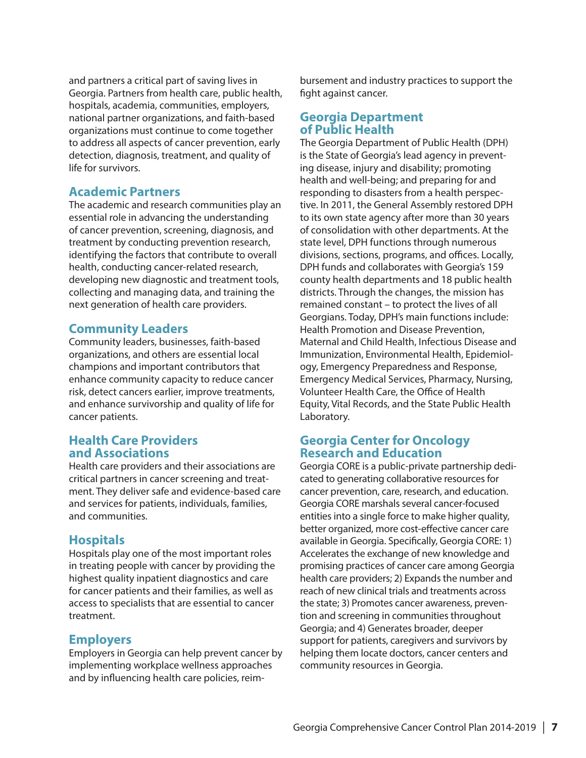and partners a critical part of saving lives in Georgia. Partners from health care, public health, hospitals, academia, communities, employers, national partner organizations, and faith-based organizations must continue to come together to address all aspects of cancer prevention, early detection, diagnosis, treatment, and quality of life for survivors.

## Academic Partners

The academic and research communities play an essential role in advancing the understanding of cancer prevention, screening, diagnosis, and treatment by conducting prevention research, identifying the factors that contribute to overall health, conducting cancer-related research, developing new diagnostic and treatment tools, collecting and managing data, and training the next generation of health care providers.

## Community Leaders

Community leaders, businesses, faith-based organizations, and others are essential local champions and important contributors that enhance community capacity to reduce cancer risk, detect cancers earlier, improve treatments, and enhance survivorship and quality of life for cancer patients.

## Health Care Providers and Associations

Health care providers and their associations are critical partners in cancer screening and treatment. They deliver safe and evidence-based care and services for patients, individuals, families, and communities.

## Hospitals

Hospitals play one of the most important roles in treating people with cancer by providing the highest quality inpatient diagnostics and care for cancer patients and their families, as well as access to specialists that are essential to cancer treatment.

## Employers

Employers in Georgia can help prevent cancer by implementing workplace wellness approaches and by influencing health care policies, reimbursement and industry practices to support the fight against cancer.

## Georgia Department of Public Health

The Georgia Department of Public Health (DPH) is the State of Georgia's lead agency in preventing disease, injury and disability; promoting health and well-being; and preparing for and responding to disasters from a health perspective. In 2011, the General Assembly restored DPH to its own state agency after more than 30 years of consolidation with other departments. At the state level, DPH functions through numerous divisions, sections, programs, and offices. Locally, DPH funds and collaborates with Georgia's 159 county health departments and 18 public health districts. Through the changes, the mission has remained constant – to protect the lives of all Georgians. Today, DPH's main functions include: Health Promotion and Disease Prevention, Maternal and Child Health, Infectious Disease and Immunization, Environmental Health, Epidemiology, Emergency Preparedness and Response, Emergency Medical Services, Pharmacy, Nursing, Volunteer Health Care, the Office of Health Equity, Vital Records, and the State Public Health Laboratory.

## Georgia Center for Oncology Research and Education

Georgia CORE is a public-private partnership dedicated to generating collaborative resources for cancer prevention, care, research, and education. Georgia CORE marshals several cancer-focused entities into a single force to make higher quality, better organized, more cost-effective cancer care available in Georgia. Specifically, Georgia CORE: 1) Accelerates the exchange of new knowledge and promising practices of cancer care among Georgia health care providers; 2) Expands the number and reach of new clinical trials and treatments across the state; 3) Promotes cancer awareness, prevention and screening in communities throughout Georgia; and 4) Generates broader, deeper support for patients, caregivers and survivors by helping them locate doctors, cancer centers and community resources in Georgia.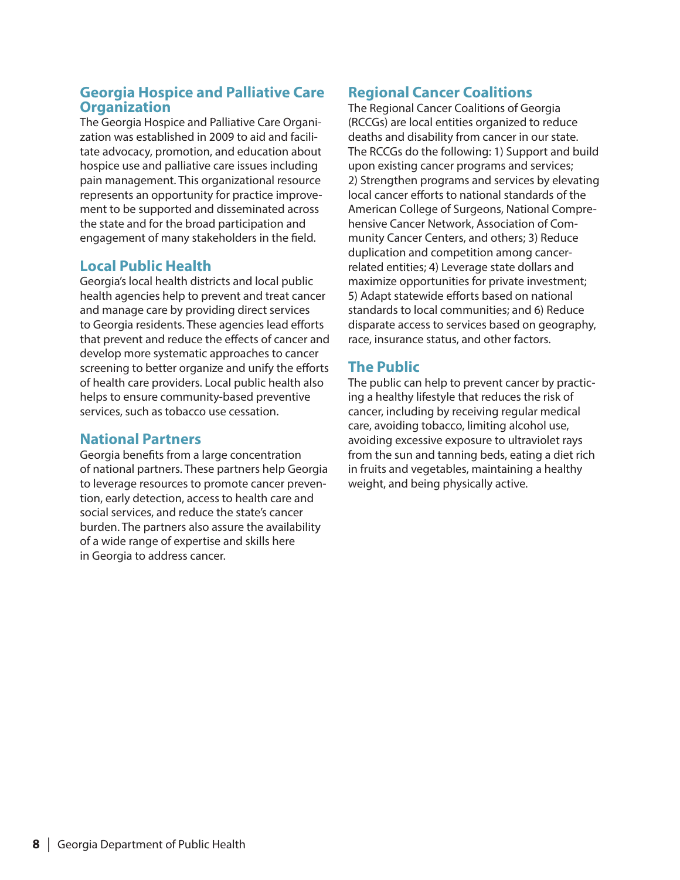## Georgia Hospice and Palliative Care Organization

The Georgia Hospice and Palliative Care Organization was established in 2009 to aid and facilitate advocacy, promotion, and education about hospice use and palliative care issues including pain management. This organizational resource represents an opportunity for practice improvement to be supported and disseminated across the state and for the broad participation and engagement of many stakeholders in the field.

## Local Public Health

Georgia's local health districts and local public health agencies help to prevent and treat cancer and manage care by providing direct services to Georgia residents. These agencies lead efforts that prevent and reduce the effects of cancer and develop more systematic approaches to cancer screening to better organize and unify the efforts of health care providers. Local public health also helps to ensure community-based preventive services, such as tobacco use cessation.

## National Partners

Georgia benefits from a large concentration of national partners. These partners help Georgia to leverage resources to promote cancer prevention, early detection, access to health care and social services, and reduce the state's cancer burden. The partners also assure the availability of a wide range of expertise and skills here in Georgia to address cancer.

## Regional Cancer Coalitions

The Regional Cancer Coalitions of Georgia (RCCGs) are local entities organized to reduce deaths and disability from cancer in our state. The RCCGs do the following: 1) Support and build upon existing cancer programs and services; 2) Strengthen programs and services by elevating local cancer efforts to national standards of the American College of Surgeons, National Comprehensive Cancer Network, Association of Community Cancer Centers, and others; 3) Reduce duplication and competition among cancer-related entities; 4) Leverage state dollars and maximize opportunities for private investment; 5) Adapt statewide efforts based on national standards to local communities; and 6) Reduce disparate access to services based on geography, race, insurance status, and other factors.

## The Public

The public can help to prevent cancer by practicing a healthy lifestyle that reduces the risk of cancer, including by receiving regular medical care, avoiding tobacco, limiting alcohol use, avoiding excessive exposure to ultraviolet rays from the sun and tanning beds, eating a diet rich in fruits and vegetables, maintaining a healthy weight, and being physically active.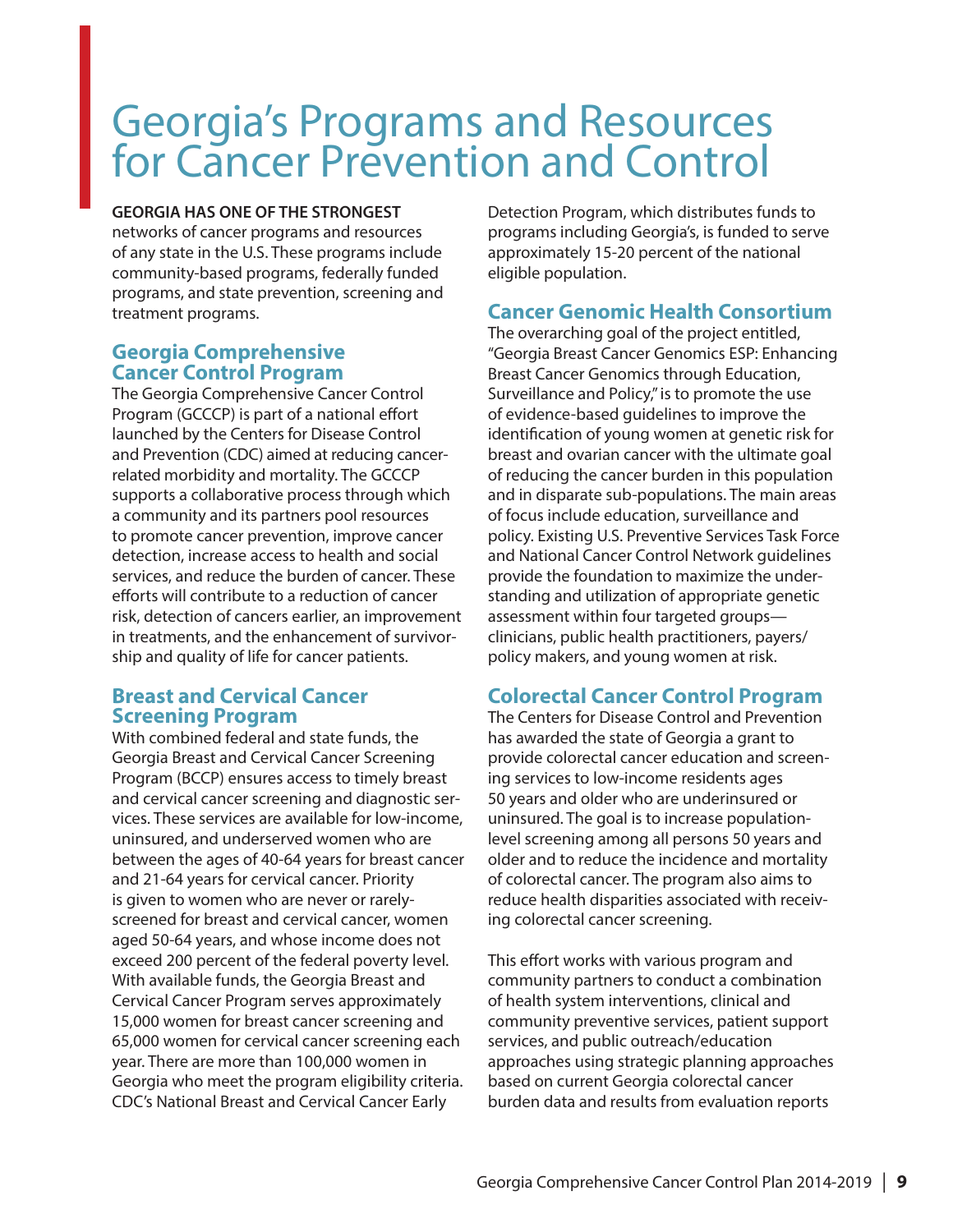# Georgia's Programs and Resources for Cancer Prevention and Control

**GEORGIA HAS ONE OF THE STRONGEST** networks of cancer programs and resources of any state in the U.S. These programs include community-based programs, federally funded programs, and state prevention, screening and treatment programs.

## Georgia Comprehensive Cancer Control Program

The Georgia Comprehensive Cancer Control Program (GCCCP) is part of a national effort launched by the Centers for Disease Control and Prevention (CDC) aimed at reducing cancer-related morbidity and mortality. The GCCCP supports a collaborative process through which a community and its partners pool resources to promote cancer prevention, improve cancer detection, increase access to health and social services, and reduce the burden of cancer. These efforts will contribute to a reduction of cancer risk, detection of cancers earlier, an improvement in treatments, and the enhancement of survivorship and quality of life for cancer patients.

## Breast and Cervical Cancer Screening Program

With combined federal and state funds, the Georgia Breast and Cervical Cancer Screening Program (BCCP) ensures access to timely breast and cervical cancer screening and diagnostic services. These services are available for low-income, uninsured, and underserved women who are between the ages of 40-64 years for breast cancer and 21-64 years for cervical cancer. Priority is given to women who are never or rarely-screened for breast and cervical cancer, women aged 50-64 years, and whose income does not exceed 200 percent of the federal poverty level. With available funds, the Georgia Breast and Cervical Cancer Program serves approximately 15,000 women for breast cancer screening and 65,000 women for cervical cancer screening each year. There are more than 100,000 women in Georgia who meet the program eligibility criteria. CDC's National Breast and Cervical Cancer Early Detection Program, which distributes funds to programs including Georgia's, is funded to serve approximately 15-20 percent of the national eligible population.

## Cancer Genomic Health Consortium

The overarching goal of the project entitled, "Georgia Breast Cancer Genomics ESP: Enhancing Breast Cancer Genomics through Education, Surveillance and Policy," is to promote the use of evidence-based guidelines to improve the identification of young women at genetic risk for breast and ovarian cancer with the ultimate goal of reducing the cancer burden in this population and in disparate sub-populations. The main areas of focus include education, surveillance and policy. Existing U.S. Preventive Services Task Force and National Cancer Control Network guidelines provide the foundation to maximize the understanding and utilization of appropriate genetic assessment within four targeted groups—clinicians, public health practitioners, payers/policy makers, and young women at risk.

## Colorectal Cancer Control Program

The Centers for Disease Control and Prevention has awarded the state of Georgia a grant to provide colorectal cancer education and screening services to low-income residents ages 50 years and older who are underinsured or uninsured. The goal is to increase population-level screening among all persons 50 years and older and to reduce the incidence and mortality of colorectal cancer. The program also aims to reduce health disparities associated with receiving colorectal cancer screening.

This effort works with various program and community partners to conduct a combination of health system interventions, clinical and community preventive services, patient support services, and public outreach/education approaches using strategic planning approaches based on current Georgia colorectal cancer burden data and results from evaluation reports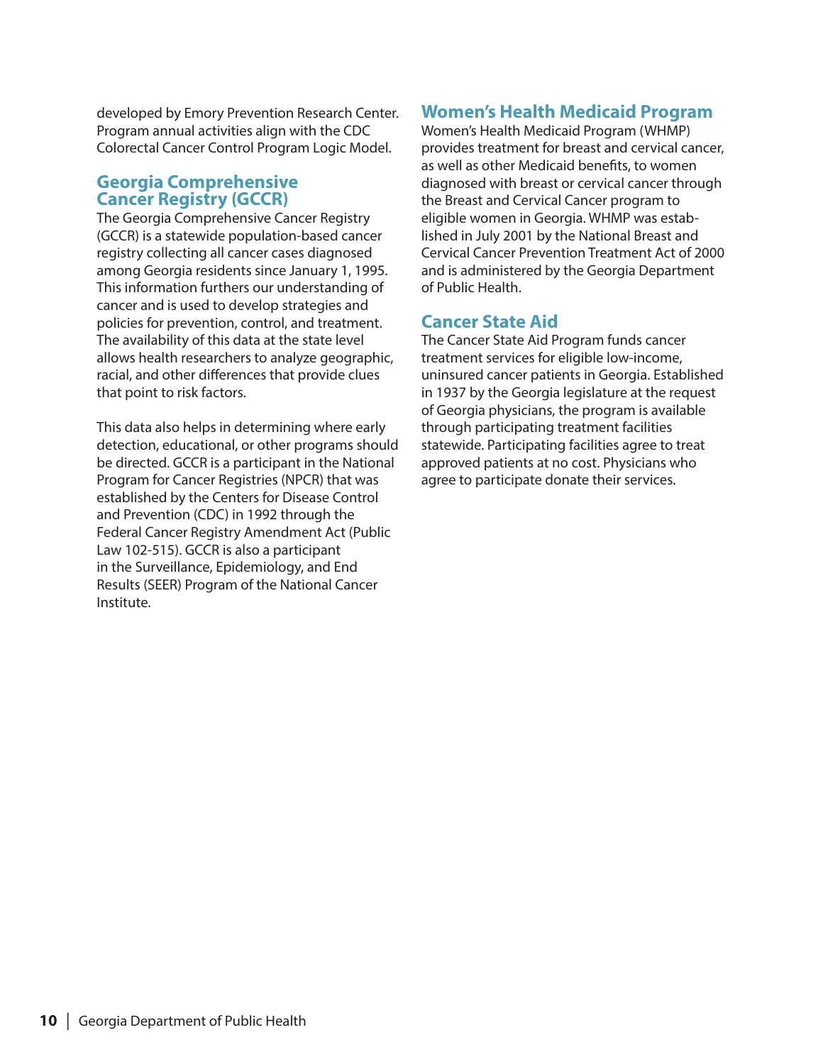developed by Emory Prevention Research Center. Program annual activities align with the CDC Colorectal Cancer Control Program Logic Model.

## Georgia Comprehensive Cancer Registry (GCCR)

The Georgia Comprehensive Cancer Registry (GCCR) is a statewide population-based cancer registry collecting all cancer cases diagnosed among Georgia residents since January 1, 1995. This information furthers our understanding of cancer and is used to develop strategies and policies for prevention, control, and treatment. The availability of this data at the state level allows health researchers to analyze geographic, racial, and other differences that provide clues that point to risk factors.

This data also helps in determining where early detection, educational, or other programs should be directed. GCCR is a participant in the National Program for Cancer Registries (NPCR) that was established by the Centers for Disease Control and Prevention (CDC) in 1992 through the Federal Cancer Registry Amendment Act (Public Law 102-515). GCCR is also a participant in the Surveillance, Epidemiology, and End Results (SEER) Program of the National Cancer Institute.

## Women's Health Medicaid Program

Women's Health Medicaid Program (WHMP) provides treatment for breast and cervical cancer, as well as other Medicaid benefits, to women diagnosed with breast or cervical cancer through the Breast and Cervical Cancer program to eligible women in Georgia. WHMP was established in July 2001 by the National Breast and Cervical Cancer Prevention Treatment Act of 2000 and is administered by the Georgia Department of Public Health.

## Cancer State Aid

The Cancer State Aid Program funds cancer treatment services for eligible low-income, uninsured cancer patients in Georgia. Established in 1937 by the Georgia legislature at the request of Georgia physicians, the program is available through participating treatment facilities statewide. Participating facilities agree to treat approved patients at no cost. Physicians who agree to participate donate their services.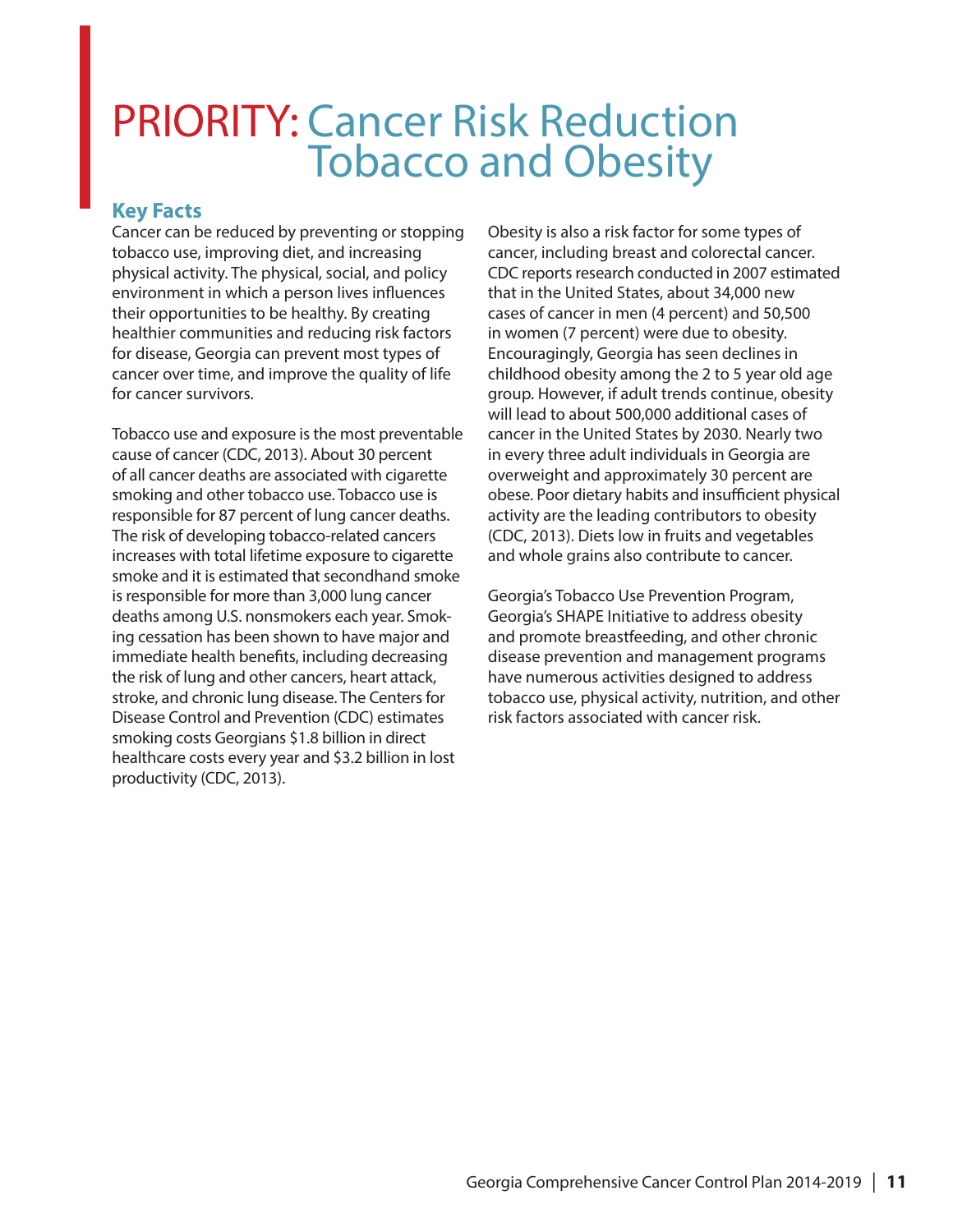# PRIORITY: Cancer Risk Reduction Tobacco and Obesity

## Key Facts

Cancer can be reduced by preventing or stopping tobacco use, improving diet, and increasing physical activity. The physical, social, and policy environment in which a person lives influences their opportunities to be healthy. By creating healthier communities and reducing risk factors for disease, Georgia can prevent most types of cancer over time, and improve the quality of life for cancer survivors.

Tobacco use and exposure is the most preventable cause of cancer (CDC, 2013). About 30 percent of all cancer deaths are associated with cigarette smoking and other tobacco use. Tobacco use is responsible for 87 percent of lung cancer deaths. The risk of developing tobacco-related cancers increases with total lifetime exposure to cigarette smoke and it is estimated that secondhand smoke is responsible for more than 3,000 lung cancer deaths among U.S. nonsmokers each year. Smoking cessation has been shown to have major and immediate health benefits, including decreasing the risk of lung and other cancers, heart attack, stroke, and chronic lung disease. The Centers for Disease Control and Prevention (CDC) estimates smoking costs Georgians $1.8 billion in direct healthcare costs every year and $3.2 billion in lost productivity (CDC, 2013).

Obesity is also a risk factor for some types of cancer, including breast and colorectal cancer. CDC reports research conducted in 2007 estimated that in the United States, about 34,000 new cases of cancer in men (4 percent) and 50,500 in women (7 percent) were due to obesity. Encouragingly, Georgia has seen declines in childhood obesity among the 2 to 5 year old age group. However, if adult trends continue, obesity will lead to about 500,000 additional cases of cancer in the United States by 2030. Nearly two in every three adult individuals in Georgia are overweight and approximately 30 percent are obese. Poor dietary habits and insufficient physical activity are the leading contributors to obesity (CDC, 2013). Diets low in fruits and vegetables and whole grains also contribute to cancer.

Georgia's Tobacco Use Prevention Program, Georgia's SHAPE Initiative to address obesity and promote breastfeeding, and other chronic disease prevention and management programs have numerous activities designed to address tobacco use, physical activity, nutrition, and other risk factors associated with cancer risk.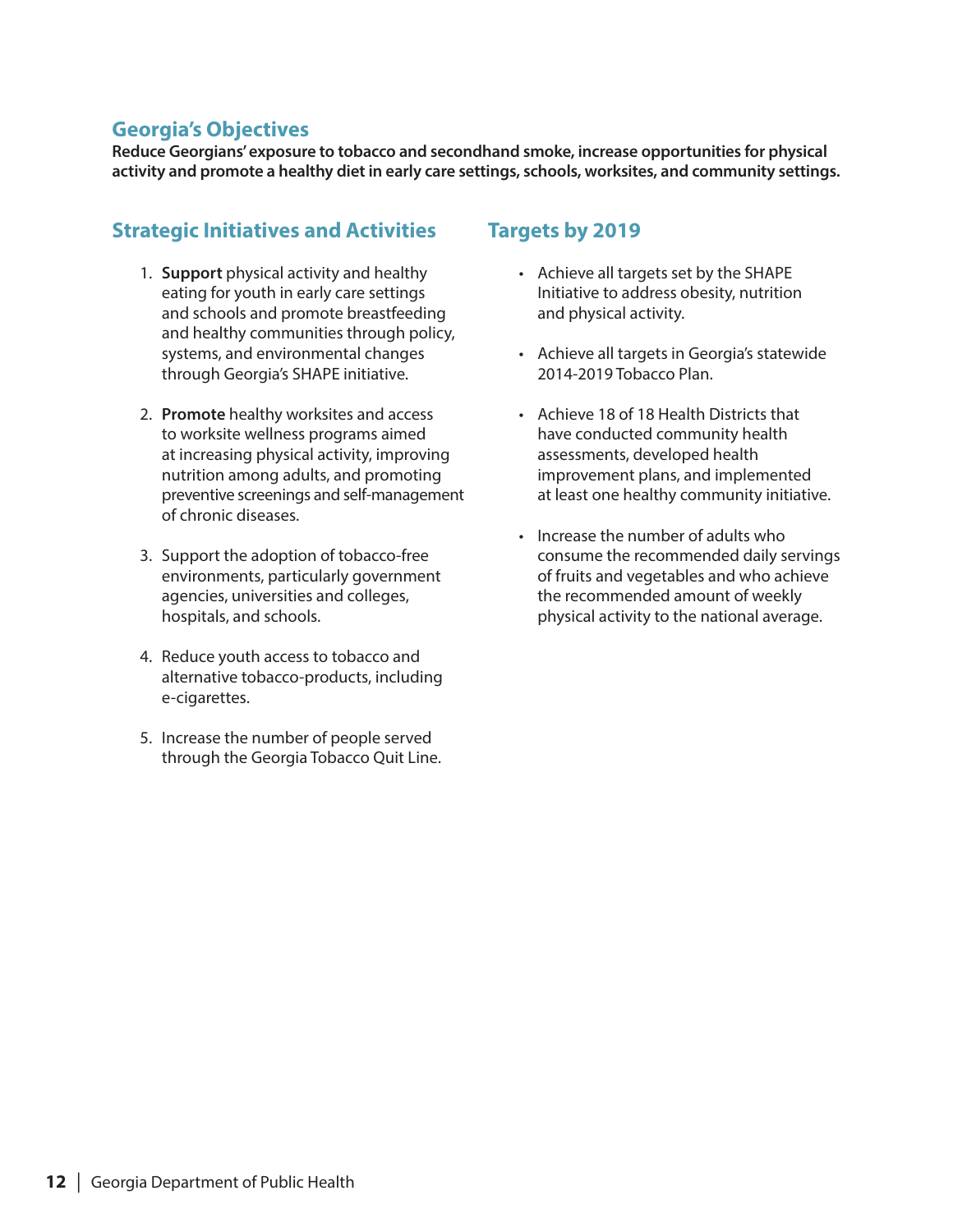## Georgia's Objectives

**Reduce Georgians' exposure to tobacco and secondhand smoke, increase opportunities for physical activity and promote a healthy diet in early care settings, schools, worksites, and community settings.**

### Strategic Initiatives and Activities

1. **Support** physical activity and healthy eating for youth in early care settings and schools and promote breastfeeding and healthy communities through policy, systems, and environmental changes through Georgia's SHAPE initiative.

2. **Promote** healthy worksites and access to worksite wellness programs aimed at increasing physical activity, improving nutrition among adults, and promoting preventive screenings and self-management of chronic diseases.

3. Support the adoption of tobacco-free environments, particularly government agencies, universities and colleges, hospitals, and schools.

4. Reduce youth access to tobacco and alternative tobacco-products, including e-cigarettes.

5. Increase the number of people served through the Georgia Tobacco Quit Line.

### Targets by 2019

- Achieve all targets set by the SHAPE Initiative to address obesity, nutrition and physical activity.

- Achieve all targets in Georgia's statewide 2014-2019 Tobacco Plan.

- Achieve 18 of 18 Health Districts that have conducted community health assessments, developed health improvement plans, and implemented at least one healthy community initiative.

- Increase the number of adults who consume the recommended daily servings of fruits and vegetables and who achieve the recommended amount of weekly physical activity to the national average.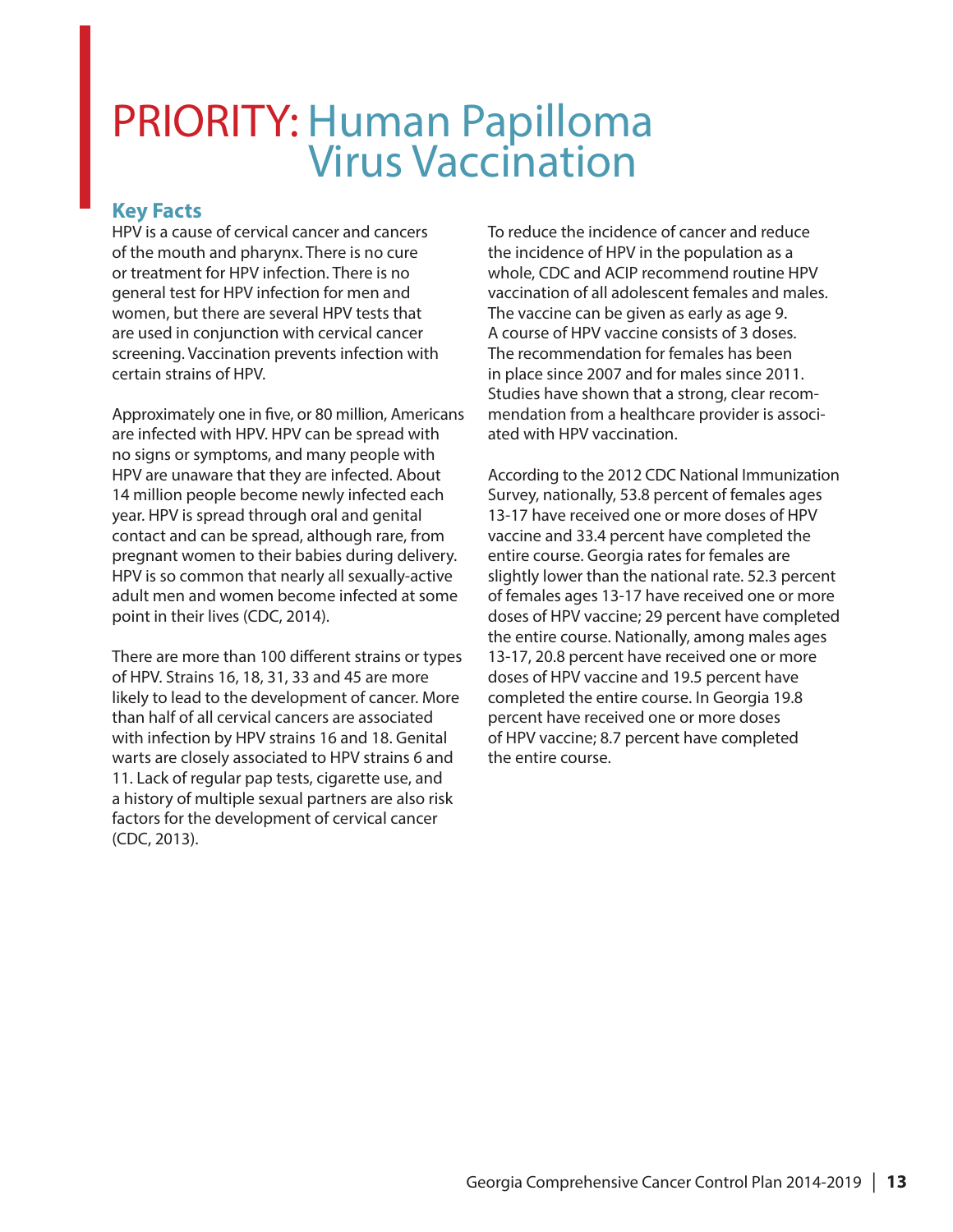# PRIORITY: Human Papilloma Virus Vaccination

## Key Facts

HPV is a cause of cervical cancer and cancers of the mouth and pharynx. There is no cure or treatment for HPV infection. There is no general test for HPV infection for men and women, but there are several HPV tests that are used in conjunction with cervical cancer screening. Vaccination prevents infection with certain strains of HPV.

Approximately one in five, or 80 million, Americans are infected with HPV. HPV can be spread with no signs or symptoms, and many people with HPV are unaware that they are infected. About 14 million people become newly infected each year. HPV is spread through oral and genital contact and can be spread, although rare, from pregnant women to their babies during delivery. HPV is so common that nearly all sexually-active adult men and women become infected at some point in their lives (CDC, 2014).

There are more than 100 different strains or types of HPV. Strains 16, 18, 31, 33 and 45 are more likely to lead to the development of cancer. More than half of all cervical cancers are associated with infection by HPV strains 16 and 18. Genital warts are closely associated to HPV strains 6 and 11. Lack of regular pap tests, cigarette use, and a history of multiple sexual partners are also risk factors for the development of cervical cancer (CDC, 2013).

To reduce the incidence of cancer and reduce the incidence of HPV in the population as a whole, CDC and ACIP recommend routine HPV vaccination of all adolescent females and males. The vaccine can be given as early as age 9. A course of HPV vaccine consists of 3 doses. The recommendation for females has been in place since 2007 and for males since 2011. Studies have shown that a strong, clear recommendation from a healthcare provider is associated with HPV vaccination.

According to the 2012 CDC National Immunization Survey, nationally, 53.8 percent of females ages 13-17 have received one or more doses of HPV vaccine and 33.4 percent have completed the entire course. Georgia rates for females are slightly lower than the national rate. 52.3 percent of females ages 13-17 have received one or more doses of HPV vaccine; 29 percent have completed the entire course. Nationally, among males ages 13-17, 20.8 percent have received one or more doses of HPV vaccine and 19.5 percent have completed the entire course. In Georgia 19.8 percent have received one or more doses of HPV vaccine; 8.7 percent have completed the entire course.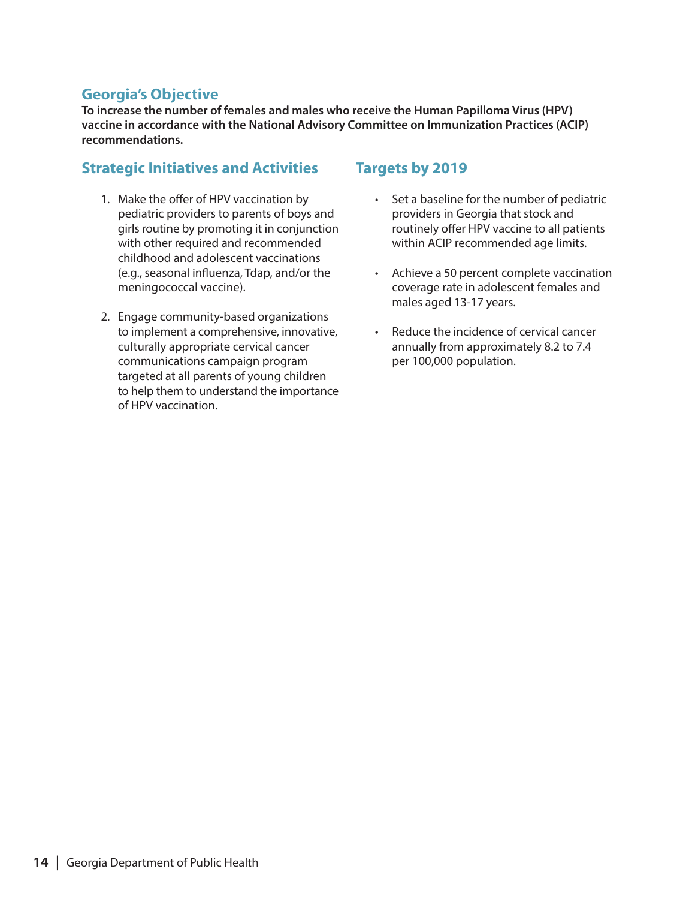## Georgia's Objective

**To increase the number of females and males who receive the Human Papilloma Virus (HPV) vaccine in accordance with the National Advisory Committee on Immunization Practices (ACIP) recommendations.**

## Strategic Initiatives and Activities

1. Make the offer of HPV vaccination by pediatric providers to parents of boys and girls routine by promoting it in conjunction with other required and recommended childhood and adolescent vaccinations (e.g., seasonal influenza, Tdap, and/or the meningococcal vaccine).

2. Engage community-based organizations to implement a comprehensive, innovative, culturally appropriate cervical cancer communications campaign program targeted at all parents of young children to help them to understand the importance of HPV vaccination.

## Targets by 2019

- Set a baseline for the number of pediatric providers in Georgia that stock and routinely offer HPV vaccine to all patients within ACIP recommended age limits.

- Achieve a 50 percent complete vaccination coverage rate in adolescent females and males aged 13-17 years.

- Reduce the incidence of cervical cancer annually from approximately 8.2 to 7.4 per 100,000 population.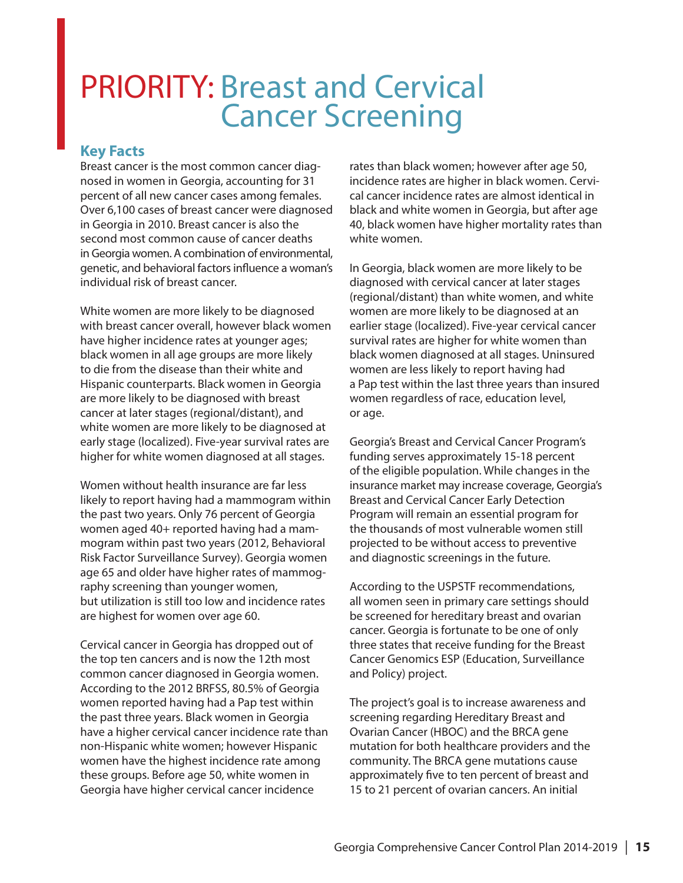# PRIORITY: Breast and Cervical Cancer Screening

## Key Facts

Breast cancer is the most common cancer diagnosed in women in Georgia, accounting for 31 percent of all new cancer cases among females. Over 6,100 cases of breast cancer were diagnosed in Georgia in 2010. Breast cancer is also the second most common cause of cancer deaths in Georgia women. A combination of environmental, genetic, and behavioral factors influence a woman's individual risk of breast cancer.

White women are more likely to be diagnosed with breast cancer overall, however black women have higher incidence rates at younger ages; black women in all age groups are more likely to die from the disease than their white and Hispanic counterparts. Black women in Georgia are more likely to be diagnosed with breast cancer at later stages (regional/distant), and white women are more likely to be diagnosed at early stage (localized). Five-year survival rates are higher for white women diagnosed at all stages.

Women without health insurance are far less likely to report having had a mammogram within the past two years. Only 76 percent of Georgia women aged 40+ reported having had a mammogram within past two years (2012, Behavioral Risk Factor Surveillance Survey). Georgia women age 65 and older have higher rates of mammography screening than younger women, but utilization is still too low and incidence rates are highest for women over age 60.

Cervical cancer in Georgia has dropped out of the top ten cancers and is now the 12th most common cancer diagnosed in Georgia women. According to the 2012 BRFSS, 80.5% of Georgia women reported having had a Pap test within the past three years. Black women in Georgia have a higher cervical cancer incidence rate than non-Hispanic white women; however Hispanic women have the highest incidence rate among these groups. Before age 50, white women in Georgia have higher cervical cancer incidence rates than black women; however after age 50, incidence rates are higher in black women. Cervical cancer incidence rates are almost identical in black and white women in Georgia, but after age 40, black women have higher mortality rates than white women.

In Georgia, black women are more likely to be diagnosed with cervical cancer at later stages (regional/distant) than white women, and white women are more likely to be diagnosed at an earlier stage (localized). Five-year cervical cancer survival rates are higher for white women than black women diagnosed at all stages. Uninsured women are less likely to report having had a Pap test within the last three years than insured women regardless of race, education level, or age.

Georgia's Breast and Cervical Cancer Program's funding serves approximately 15-18 percent of the eligible population. While changes in the insurance market may increase coverage, Georgia's Breast and Cervical Cancer Early Detection Program will remain an essential program for the thousands of most vulnerable women still projected to be without access to preventive and diagnostic screenings in the future.

According to the USPSTF recommendations, all women seen in primary care settings should be screened for hereditary breast and ovarian cancer. Georgia is fortunate to be one of only three states that receive funding for the Breast Cancer Genomics ESP (Education, Surveillance and Policy) project.

The project's goal is to increase awareness and screening regarding Hereditary Breast and Ovarian Cancer (HBOC) and the BRCA gene mutation for both healthcare providers and the community. The BRCA gene mutations cause approximately five to ten percent of breast and 15 to 21 percent of ovarian cancers. An initial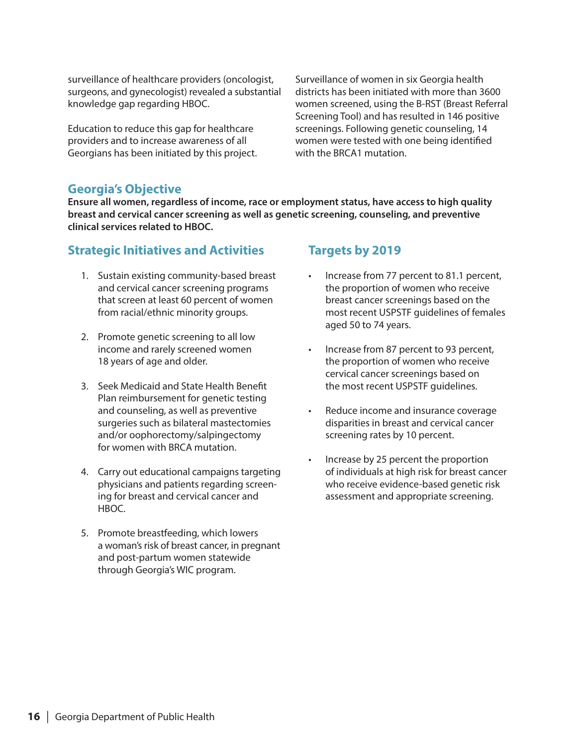surveillance of healthcare providers (oncologist, surgeons, and gynecologist) revealed a substantial knowledge gap regarding HBOC.

Education to reduce this gap for healthcare providers and to increase awareness of all Georgians has been initiated by this project.

Surveillance of women in six Georgia health districts has been initiated with more than 3600 women screened, using the B-RST (Breast Referral Screening Tool) and has resulted in 146 positive screenings. Following genetic counseling, 14 women were tested with one being identified with the BRCA1 mutation.

## Georgia's Objective

**Ensure all women, regardless of income, race or employment status, have access to high quality breast and cervical cancer screening as well as genetic screening, counseling, and preventive clinical services related to HBOC.**

### Strategic Initiatives and Activities

1. Sustain existing community-based breast and cervical cancer screening programs that screen at least 60 percent of women from racial/ethnic minority groups.
2. Promote genetic screening to all low income and rarely screened women 18 years of age and older.
3. Seek Medicaid and State Health Benefit Plan reimbursement for genetic testing and counseling, as well as preventive surgeries such as bilateral mastectomies and/or oophorectomy/salpingectomy for women with BRCA mutation.
4. Carry out educational campaigns targeting physicians and patients regarding screening for breast and cervical cancer and HBOC.
5. Promote breastfeeding, which lowers a woman's risk of breast cancer, in pregnant and post-partum women statewide through Georgia's WIC program.

### Targets by 2019

- Increase from 77 percent to 81.1 percent, the proportion of women who receive breast cancer screenings based on the most recent USPSTF guidelines of females aged 50 to 74 years.
- Increase from 87 percent to 93 percent, the proportion of women who receive cervical cancer screenings based on the most recent USPSTF guidelines.
- Reduce income and insurance coverage disparities in breast and cervical cancer screening rates by 10 percent.
- Increase by 25 percent the proportion of individuals at high risk for breast cancer who receive evidence-based genetic risk assessment and appropriate screening.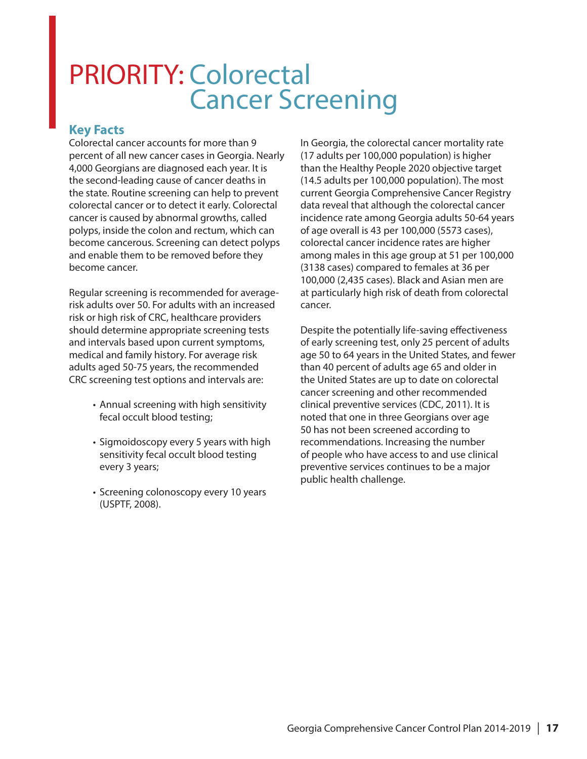# PRIORITY: Colorectal Cancer Screening

## Key Facts

Colorectal cancer accounts for more than 9 percent of all new cancer cases in Georgia. Nearly 4,000 Georgians are diagnosed each year. It is the second-leading cause of cancer deaths in the state. Routine screening can help to prevent colorectal cancer or to detect it early. Colorectal cancer is caused by abnormal growths, called polyps, inside the colon and rectum, which can become cancerous. Screening can detect polyps and enable them to be removed before they become cancer.

Regular screening is recommended for average-risk adults over 50. For adults with an increased risk or high risk of CRC, healthcare providers should determine appropriate screening tests and intervals based upon current symptoms, medical and family history. For average risk adults aged 50-75 years, the recommended CRC screening test options and intervals are:

- Annual screening with high sensitivity fecal occult blood testing;
- Sigmoidoscopy every 5 years with high sensitivity fecal occult blood testing every 3 years;
- Screening colonoscopy every 10 years (USPTF, 2008).

In Georgia, the colorectal cancer mortality rate (17 adults per 100,000 population) is higher than the Healthy People 2020 objective target (14.5 adults per 100,000 population). The most current Georgia Comprehensive Cancer Registry data reveal that although the colorectal cancer incidence rate among Georgia adults 50-64 years of age overall is 43 per 100,000 (5573 cases), colorectal cancer incidence rates are higher among males in this age group at 51 per 100,000 (3138 cases) compared to females at 36 per 100,000 (2,435 cases). Black and Asian men are at particularly high risk of death from colorectal cancer.

Despite the potentially life-saving effectiveness of early screening test, only 25 percent of adults age 50 to 64 years in the United States, and fewer than 40 percent of adults age 65 and older in the United States are up to date on colorectal cancer screening and other recommended clinical preventive services (CDC, 2011). It is noted that one in three Georgians over age 50 has not been screened according to recommendations. Increasing the number of people who have access to and use clinical preventive services continues to be a major public health challenge.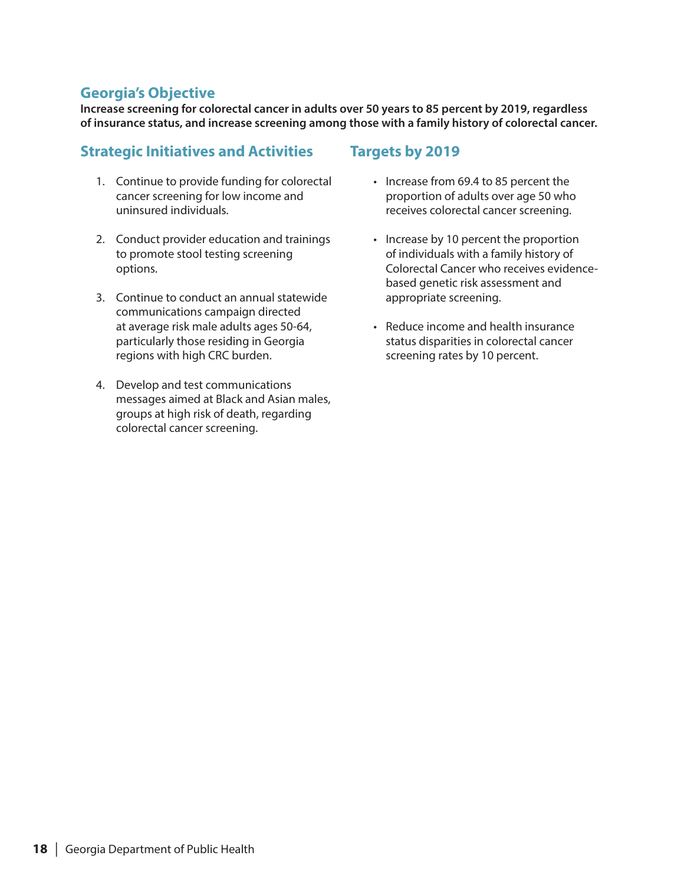## Georgia's Objective

**Increase screening for colorectal cancer in adults over 50 years to 85 percent by 2019, regardless of insurance status, and increase screening among those with a family history of colorectal cancer.**

## Strategic Initiatives and Activities

1. Continue to provide funding for colorectal cancer screening for low income and uninsured individuals.
2. Conduct provider education and trainings to promote stool testing screening options.
3. Continue to conduct an annual statewide communications campaign directed at average risk male adults ages 50-64, particularly those residing in Georgia regions with high CRC burden.
4. Develop and test communications messages aimed at Black and Asian males, groups at high risk of death, regarding colorectal cancer screening.

## Targets by 2019

- Increase from 69.4 to 85 percent the proportion of adults over age 50 who receives colorectal cancer screening.
- Increase by 10 percent the proportion of individuals with a family history of Colorectal Cancer who receives evidence-based genetic risk assessment and appropriate screening.
- Reduce income and health insurance status disparities in colorectal cancer screening rates by 10 percent.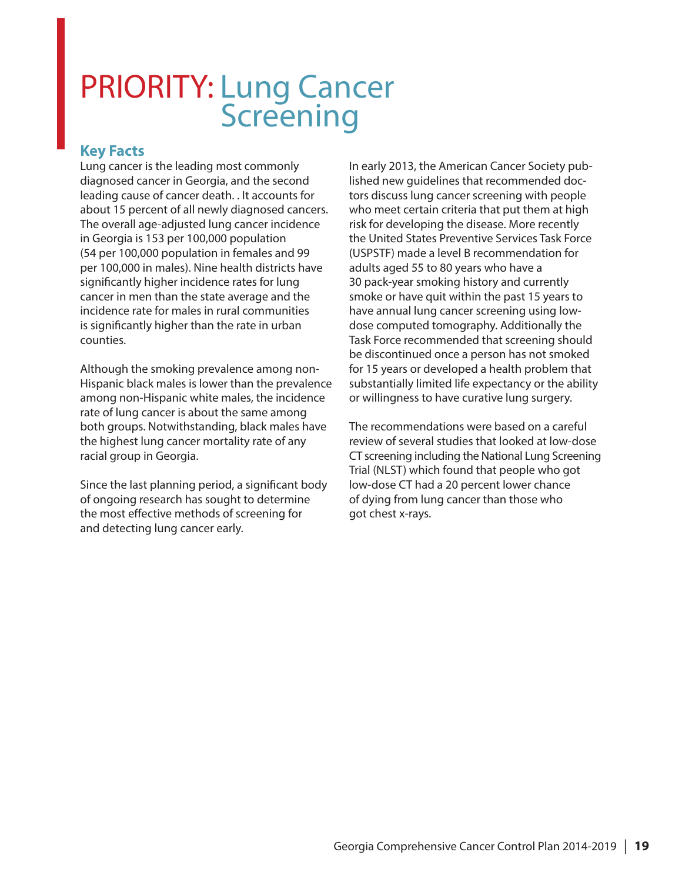# PRIORITY: Lung Cancer Screening

## Key Facts

Lung cancer is the leading most commonly diagnosed cancer in Georgia, and the second leading cause of cancer death. . It accounts for about 15 percent of all newly diagnosed cancers. The overall age-adjusted lung cancer incidence in Georgia is 153 per 100,000 population (54 per 100,000 population in females and 99 per 100,000 in males). Nine health districts have significantly higher incidence rates for lung cancer in men than the state average and the incidence rate for males in rural communities is significantly higher than the rate in urban counties.

Although the smoking prevalence among non-Hispanic black males is lower than the prevalence among non-Hispanic white males, the incidence rate of lung cancer is about the same among both groups. Notwithstanding, black males have the highest lung cancer mortality rate of any racial group in Georgia.

Since the last planning period, a significant body of ongoing research has sought to determine the most effective methods of screening for and detecting lung cancer early.

In early 2013, the American Cancer Society published new guidelines that recommended doctors discuss lung cancer screening with people who meet certain criteria that put them at high risk for developing the disease. More recently the United States Preventive Services Task Force (USPSTF) made a level B recommendation for adults aged 55 to 80 years who have a 30 pack-year smoking history and currently smoke or have quit within the past 15 years to have annual lung cancer screening using low-dose computed tomography. Additionally the Task Force recommended that screening should be discontinued once a person has not smoked for 15 years or developed a health problem that substantially limited life expectancy or the ability or willingness to have curative lung surgery.

The recommendations were based on a careful review of several studies that looked at low-dose CT screening including the National Lung Screening Trial (NLST) which found that people who got low-dose CT had a 20 percent lower chance of dying from lung cancer than those who got chest x-rays.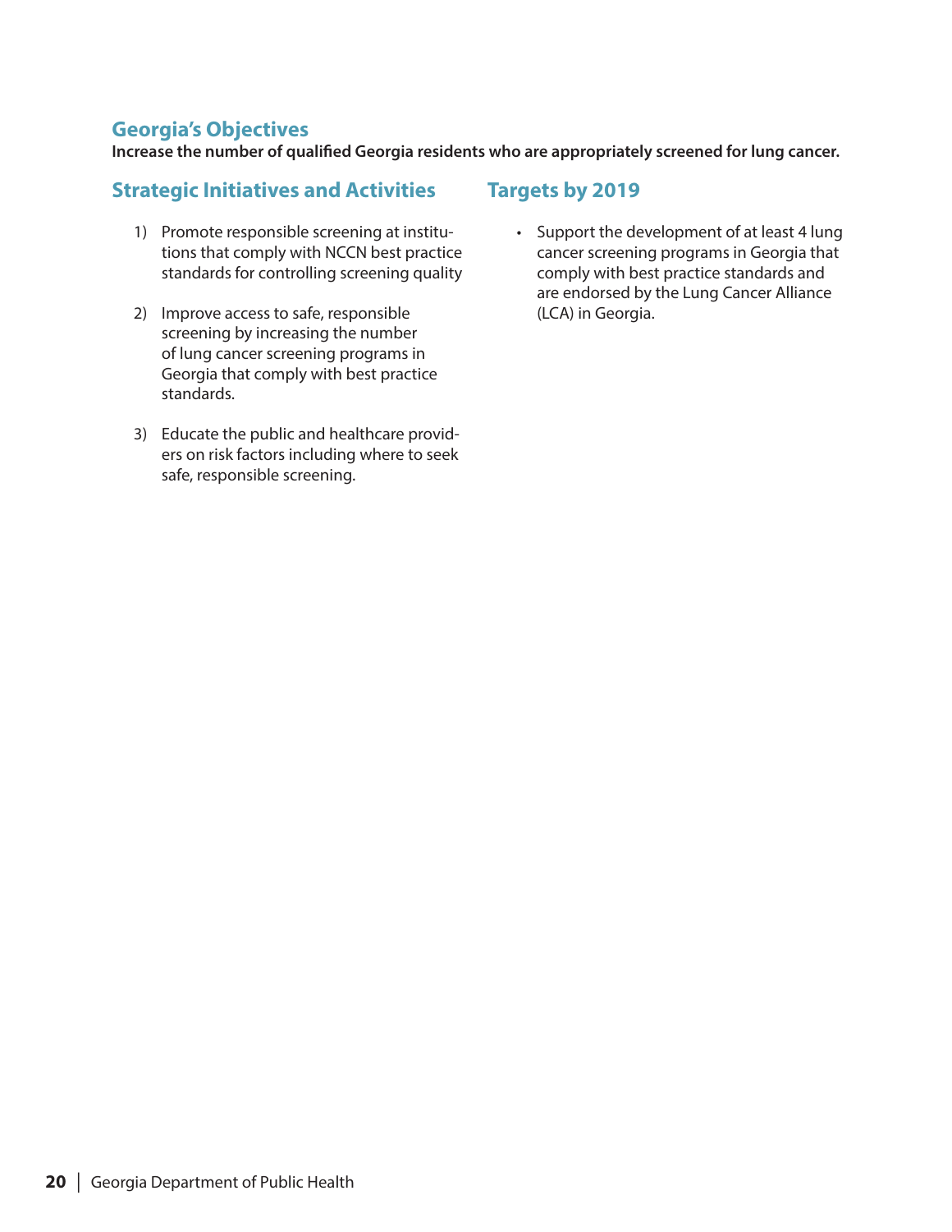## Georgia's Objectives

**Increase the number of qualified Georgia residents who are appropriately screened for lung cancer.**

## Strategic Initiatives and Activities

1) Promote responsible screening at institutions that comply with NCCN best practice standards for controlling screening quality

2) Improve access to safe, responsible screening by increasing the number of lung cancer screening programs in Georgia that comply with best practice standards.

3) Educate the public and healthcare providers on risk factors including where to seek safe, responsible screening.

## Targets by 2019

- Support the development of at least 4 lung cancer screening programs in Georgia that comply with best practice standards and are endorsed by the Lung Cancer Alliance (LCA) in Georgia.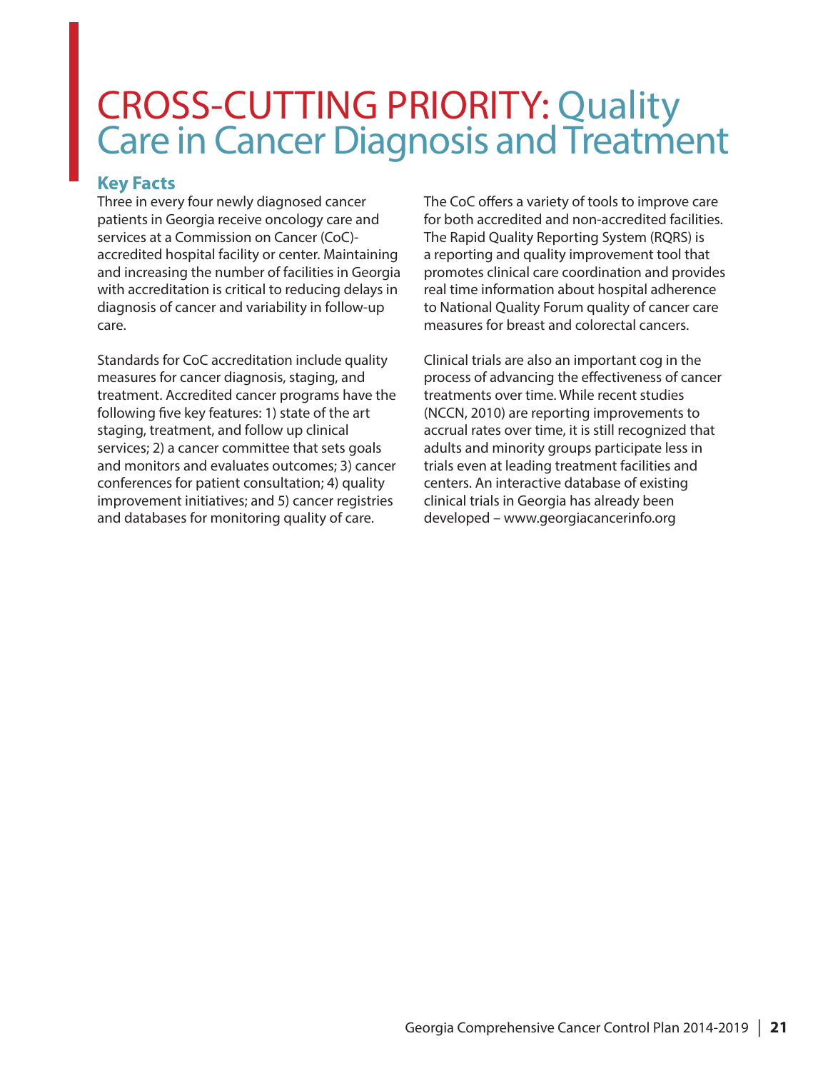# CROSS-CUTTING PRIORITY: Quality Care in Cancer Diagnosis and Treatment

## Key Facts

Three in every four newly diagnosed cancer patients in Georgia receive oncology care and services at a Commission on Cancer (CoC)-accredited hospital facility or center. Maintaining and increasing the number of facilities in Georgia with accreditation is critical to reducing delays in diagnosis of cancer and variability in follow-up care.

Standards for CoC accreditation include quality measures for cancer diagnosis, staging, and treatment. Accredited cancer programs have the following five key features: 1) state of the art staging, treatment, and follow up clinical services; 2) a cancer committee that sets goals and monitors and evaluates outcomes; 3) cancer conferences for patient consultation; 4) quality improvement initiatives; and 5) cancer registries and databases for monitoring quality of care.

The CoC offers a variety of tools to improve care for both accredited and non-accredited facilities. The Rapid Quality Reporting System (RQRS) is a reporting and quality improvement tool that promotes clinical care coordination and provides real time information about hospital adherence to National Quality Forum quality of cancer care measures for breast and colorectal cancers.

Clinical trials are also an important cog in the process of advancing the effectiveness of cancer treatments over time. While recent studies (NCCN, 2010) are reporting improvements to accrual rates over time, it is still recognized that adults and minority groups participate less in trials even at leading treatment facilities and centers. An interactive database of existing clinical trials in Georgia has already been developed – www.georgiacancerinfo.org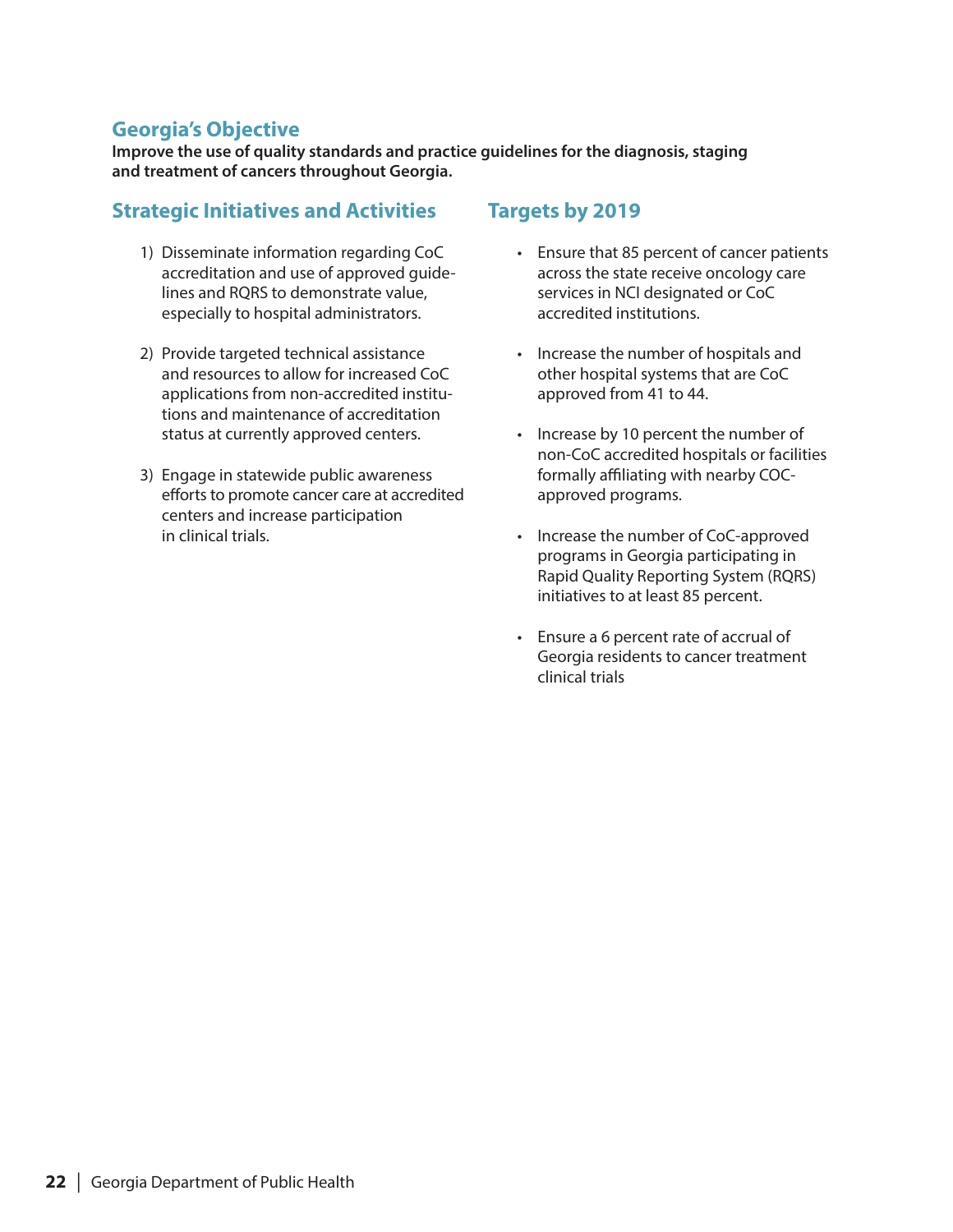## Georgia's Objective

**Improve the use of quality standards and practice guidelines for the diagnosis, staging and treatment of cancers throughout Georgia.**

## Strategic Initiatives and Activities

1) Disseminate information regarding CoC accreditation and use of approved guidelines and RQRS to demonstrate value, especially to hospital administrators.

2) Provide targeted technical assistance and resources to allow for increased CoC applications from non-accredited institutions and maintenance of accreditation status at currently approved centers.

3) Engage in statewide public awareness efforts to promote cancer care at accredited centers and increase participation in clinical trials.

## Targets by 2019

- Ensure that 85 percent of cancer patients across the state receive oncology care services in NCI designated or CoC accredited institutions.
- Increase the number of hospitals and other hospital systems that are CoC approved from 41 to 44.
- Increase by 10 percent the number of non-CoC accredited hospitals or facilities formally affiliating with nearby COC-approved programs.
- Increase the number of CoC-approved programs in Georgia participating in Rapid Quality Reporting System (RQRS) initiatives to at least 85 percent.
- Ensure a 6 percent rate of accrual of Georgia residents to cancer treatment clinical trials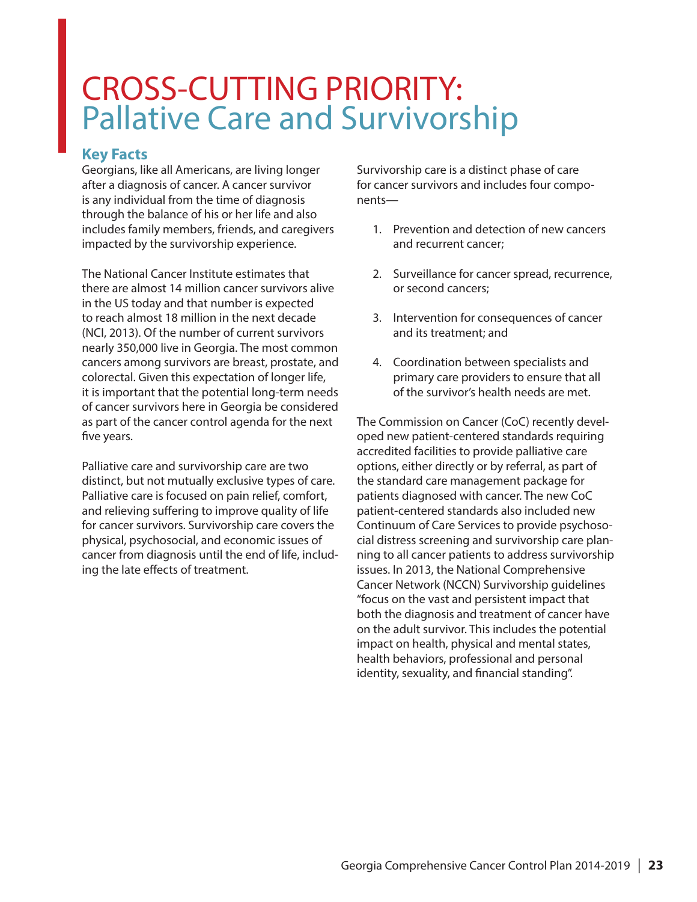# CROSS-CUTTING PRIORITY: Pallative Care and Survivorship

## Key Facts

Georgians, like all Americans, are living longer after a diagnosis of cancer. A cancer survivor is any individual from the time of diagnosis through the balance of his or her life and also includes family members, friends, and caregivers impacted by the survivorship experience.

The National Cancer Institute estimates that there are almost 14 million cancer survivors alive in the US today and that number is expected to reach almost 18 million in the next decade (NCI, 2013). Of the number of current survivors nearly 350,000 live in Georgia. The most common cancers among survivors are breast, prostate, and colorectal. Given this expectation of longer life, it is important that the potential long-term needs of cancer survivors here in Georgia be considered as part of the cancer control agenda for the next five years.

Palliative care and survivorship care are two distinct, but not mutually exclusive types of care. Palliative care is focused on pain relief, comfort, and relieving suffering to improve quality of life for cancer survivors. Survivorship care covers the physical, psychosocial, and economic issues of cancer from diagnosis until the end of life, including the late effects of treatment.

Survivorship care is a distinct phase of care for cancer survivors and includes four components—

1. Prevention and detection of new cancers and recurrent cancer;
2. Surveillance for cancer spread, recurrence, or second cancers;
3. Intervention for consequences of cancer and its treatment; and
4. Coordination between specialists and primary care providers to ensure that all of the survivor's health needs are met.

The Commission on Cancer (CoC) recently developed new patient-centered standards requiring accredited facilities to provide palliative care options, either directly or by referral, as part of the standard care management package for patients diagnosed with cancer. The new CoC patient-centered standards also included new Continuum of Care Services to provide psychosocial distress screening and survivorship care planning to all cancer patients to address survivorship issues. In 2013, the National Comprehensive Cancer Network (NCCN) Survivorship guidelines "focus on the vast and persistent impact that both the diagnosis and treatment of cancer have on the adult survivor. This includes the potential impact on health, physical and mental states, health behaviors, professional and personal identity, sexuality, and financial standing".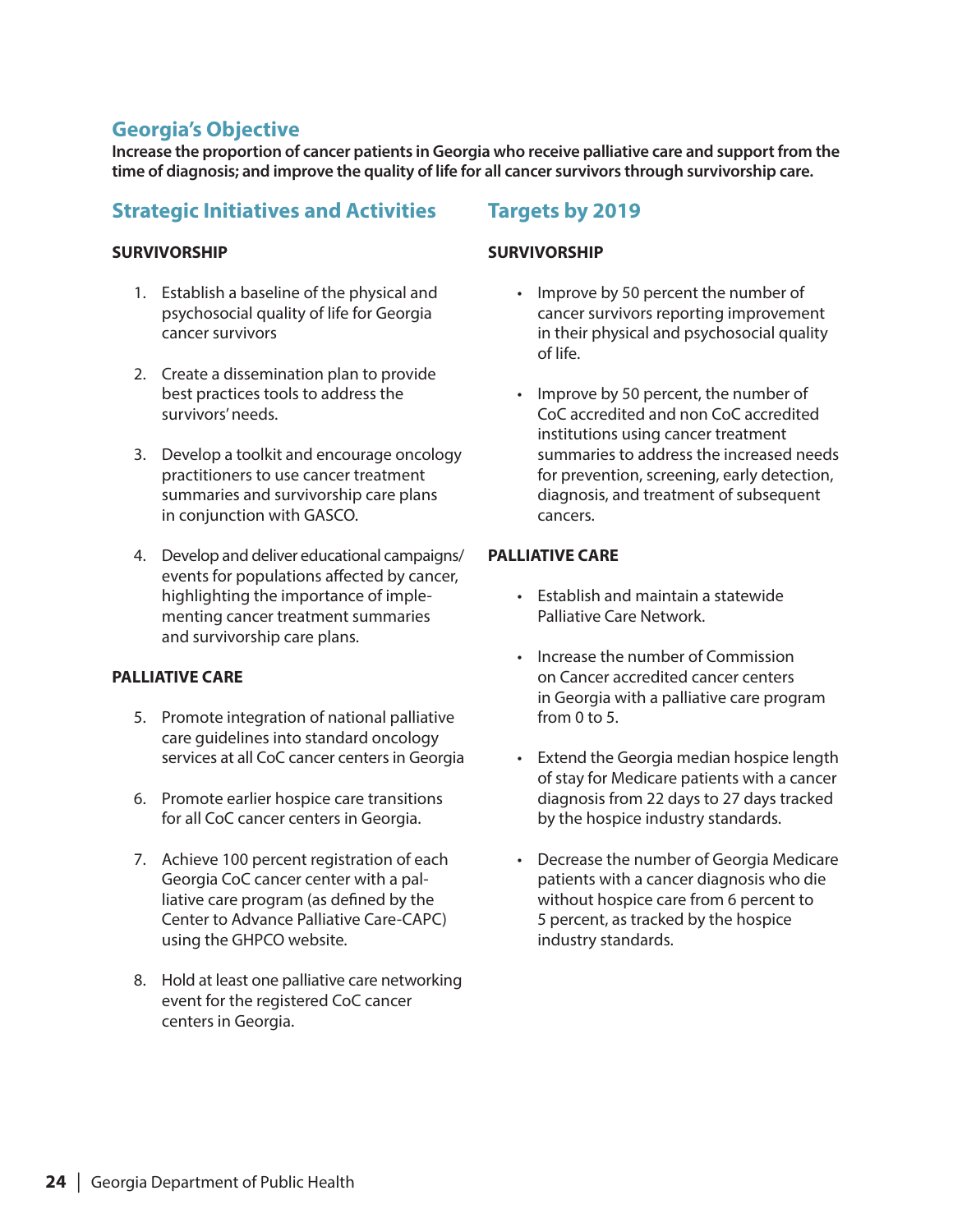## Georgia's Objective

**Increase the proportion of cancer patients in Georgia who receive palliative care and support from the time of diagnosis; and improve the quality of life for all cancer survivors through survivorship care.**

## Strategic Initiatives and Activities

**SURVIVORSHIP**

1. Establish a baseline of the physical and psychosocial quality of life for Georgia cancer survivors
2. Create a dissemination plan to provide best practices tools to address the survivors' needs.
3. Develop a toolkit and encourage oncology practitioners to use cancer treatment summaries and survivorship care plans in conjunction with GASCO.
4. Develop and deliver educational campaigns/ events for populations affected by cancer, highlighting the importance of implementing cancer treatment summaries and survivorship care plans.

**PALLIATIVE CARE**

5. Promote integration of national palliative care guidelines into standard oncology services at all CoC cancer centers in Georgia
6. Promote earlier hospice care transitions for all CoC cancer centers in Georgia.
7. Achieve 100 percent registration of each Georgia CoC cancer center with a palliative care program (as defined by the Center to Advance Palliative Care-CAPC) using the GHPCO website.
8. Hold at least one palliative care networking event for the registered CoC cancer centers in Georgia.

## Targets by 2019

**SURVIVORSHIP**

- Improve by 50 percent the number of cancer survivors reporting improvement in their physical and psychosocial quality of life.
- Improve by 50 percent, the number of CoC accredited and non CoC accredited institutions using cancer treatment summaries to address the increased needs for prevention, screening, early detection, diagnosis, and treatment of subsequent cancers.

**PALLIATIVE CARE**

- Establish and maintain a statewide Palliative Care Network.
- Increase the number of Commission on Cancer accredited cancer centers in Georgia with a palliative care program from 0 to 5.
- Extend the Georgia median hospice length of stay for Medicare patients with a cancer diagnosis from 22 days to 27 days tracked by the hospice industry standards.
- Decrease the number of Georgia Medicare patients with a cancer diagnosis who die without hospice care from 6 percent to 5 percent, as tracked by the hospice industry standards.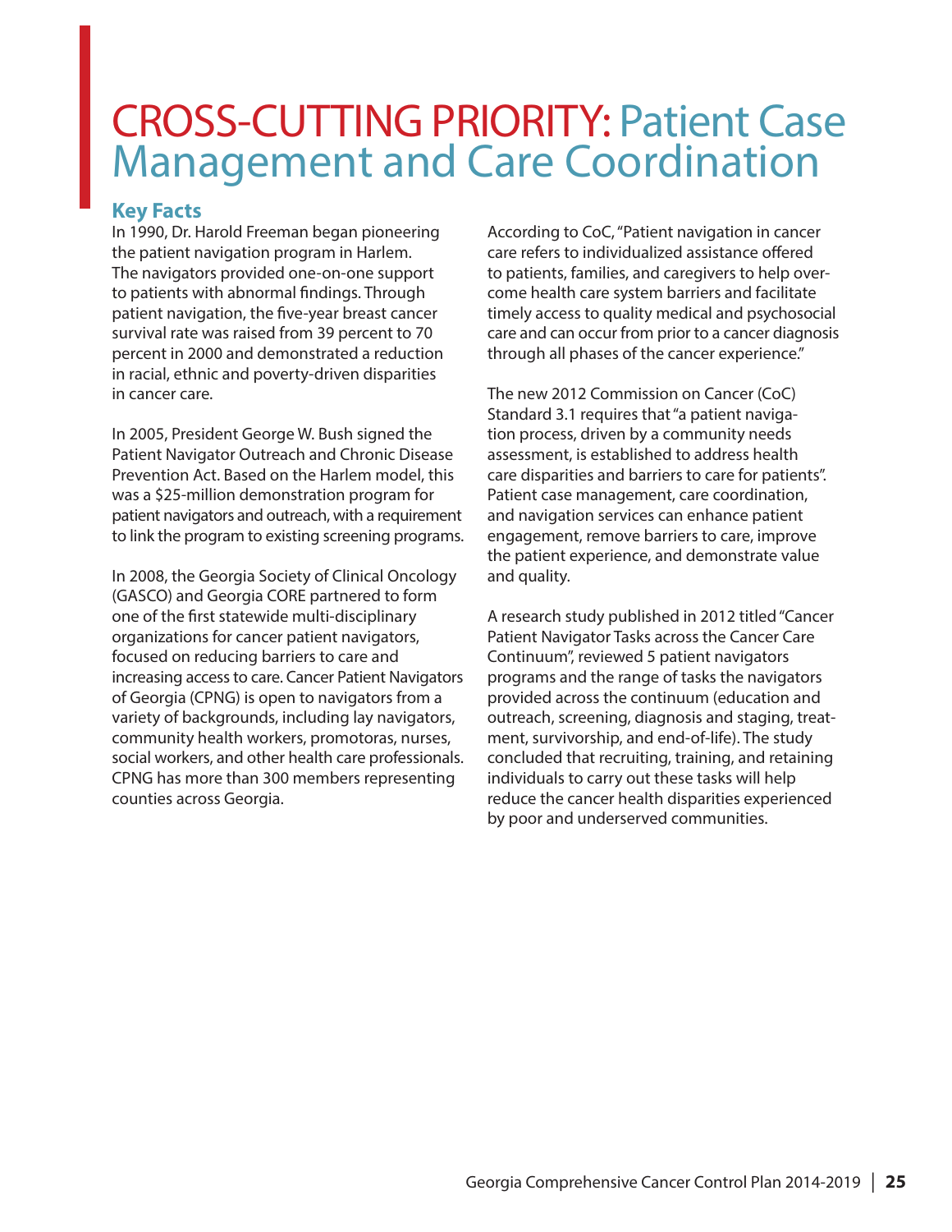# CROSS-CUTTING PRIORITY: Patient Case Management and Care Coordination

## Key Facts

In 1990, Dr. Harold Freeman began pioneering the patient navigation program in Harlem. The navigators provided one-on-one support to patients with abnormal findings. Through patient navigation, the five-year breast cancer survival rate was raised from 39 percent to 70 percent in 2000 and demonstrated a reduction in racial, ethnic and poverty-driven disparities in cancer care.

In 2005, President George W. Bush signed the Patient Navigator Outreach and Chronic Disease Prevention Act. Based on the Harlem model, this was a $25-million demonstration program for patient navigators and outreach, with a requirement to link the program to existing screening programs.

In 2008, the Georgia Society of Clinical Oncology (GASCO) and Georgia CORE partnered to form one of the first statewide multi-disciplinary organizations for cancer patient navigators, focused on reducing barriers to care and increasing access to care. Cancer Patient Navigators of Georgia (CPNG) is open to navigators from a variety of backgrounds, including lay navigators, community health workers, promotoras, nurses, social workers, and other health care professionals. CPNG has more than 300 members representing counties across Georgia.

According to CoC, "Patient navigation in cancer care refers to individualized assistance offered to patients, families, and caregivers to help overcome health care system barriers and facilitate timely access to quality medical and psychosocial care and can occur from prior to a cancer diagnosis through all phases of the cancer experience."

The new 2012 Commission on Cancer (CoC) Standard 3.1 requires that "a patient navigation process, driven by a community needs assessment, is established to address health care disparities and barriers to care for patients". Patient case management, care coordination, and navigation services can enhance patient engagement, remove barriers to care, improve the patient experience, and demonstrate value and quality.

A research study published in 2012 titled "Cancer Patient Navigator Tasks across the Cancer Care Continuum", reviewed 5 patient navigators programs and the range of tasks the navigators provided across the continuum (education and outreach, screening, diagnosis and staging, treatment, survivorship, and end-of-life). The study concluded that recruiting, training, and retaining individuals to carry out these tasks will help reduce the cancer health disparities experienced by poor and underserved communities.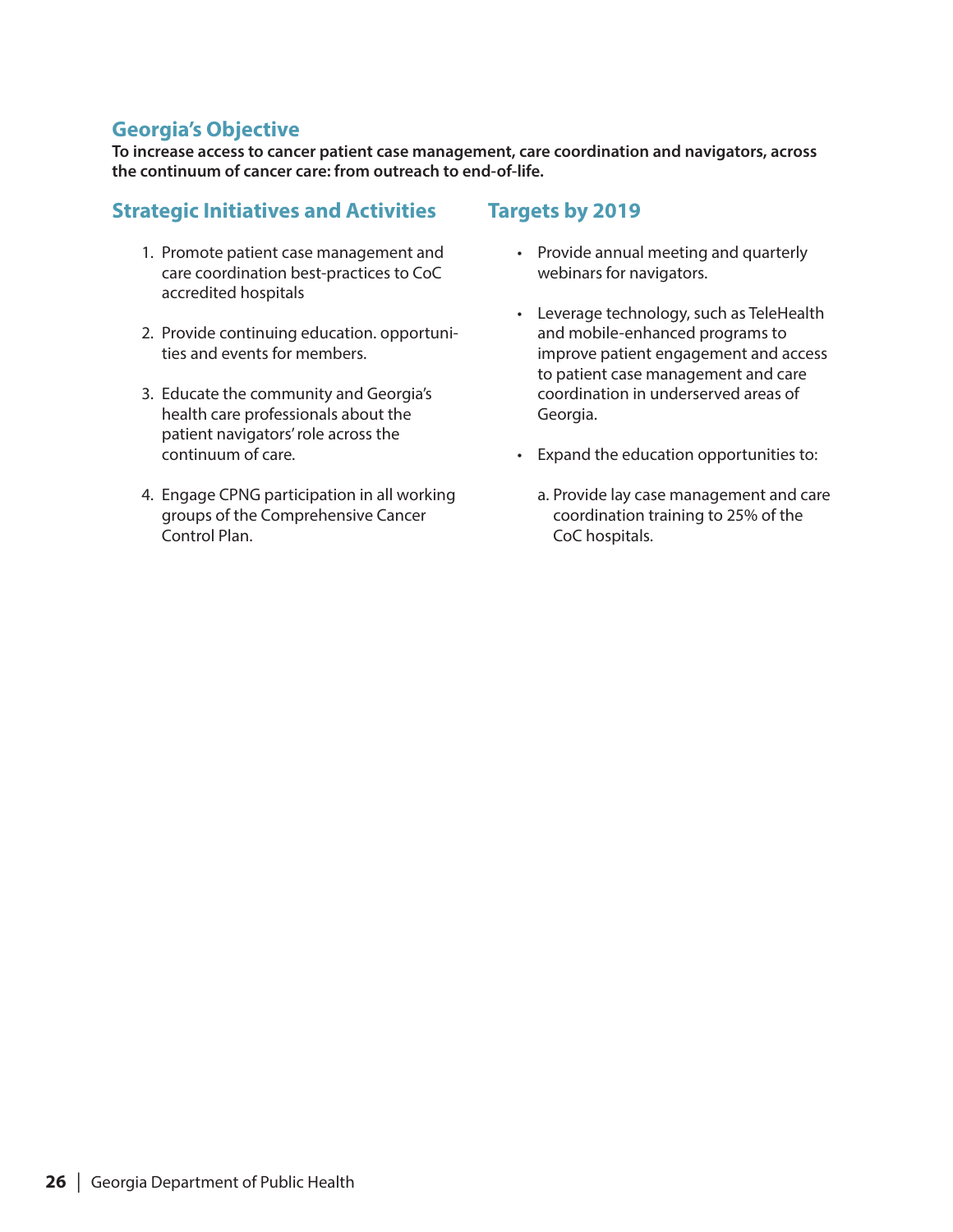## Georgia's Objective

**To increase access to cancer patient case management, care coordination and navigators, across the continuum of cancer care: from outreach to end-of-life.**

### Strategic Initiatives and Activities

1. Promote patient case management and care coordination best-practices to CoC accredited hospitals
2. Provide continuing education. opportunities and events for members.
3. Educate the community and Georgia's health care professionals about the patient navigators' role across the continuum of care.
4. Engage CPNG participation in all working groups of the Comprehensive Cancer Control Plan.

### Targets by 2019

- Provide annual meeting and quarterly webinars for navigators.
- Leverage technology, such as TeleHealth and mobile-enhanced programs to improve patient engagement and access to patient case management and care coordination in underserved areas of Georgia.
- Expand the education opportunities to:

  a. Provide lay case management and care coordination training to 25% of the CoC hospitals.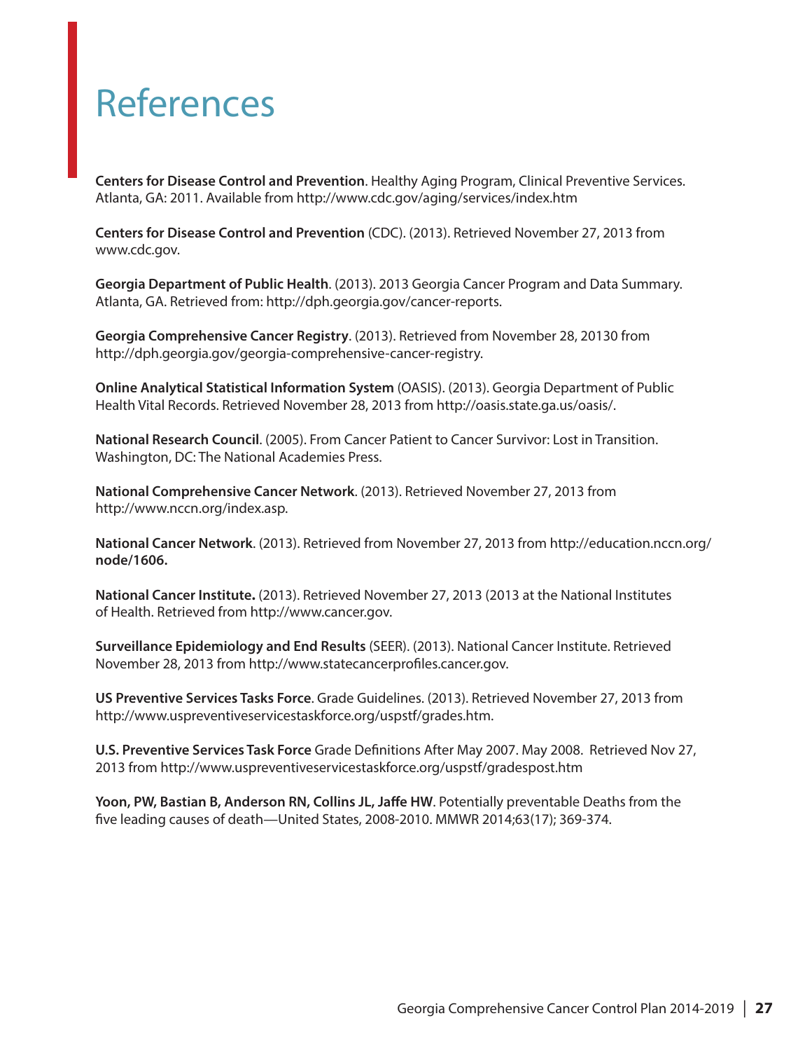# References

**Centers for Disease Control and Prevention**. Healthy Aging Program, Clinical Preventive Services. Atlanta, GA: 2011. Available from http://www.cdc.gov/aging/services/index.htm

**Centers for Disease Control and Prevention** (CDC). (2013). Retrieved November 27, 2013 from www.cdc.gov.

**Georgia Department of Public Health**. (2013). 2013 Georgia Cancer Program and Data Summary. Atlanta, GA. Retrieved from: http://dph.georgia.gov/cancer-reports.

**Georgia Comprehensive Cancer Registry**. (2013). Retrieved from November 28, 20130 from http://dph.georgia.gov/georgia-comprehensive-cancer-registry.

**Online Analytical Statistical Information System** (OASIS). (2013). Georgia Department of Public Health Vital Records. Retrieved November 28, 2013 from http://oasis.state.ga.us/oasis/.

**National Research Council**. (2005). From Cancer Patient to Cancer Survivor: Lost in Transition. Washington, DC: The National Academies Press.

**National Comprehensive Cancer Network**. (2013). Retrieved November 27, 2013 from http://www.nccn.org/index.asp.

**National Cancer Network**. (2013). Retrieved from November 27, 2013 from http://education.nccn.org/**node/1606.**

**National Cancer Institute.** (2013). Retrieved November 27, 2013 (2013 at the National Institutes of Health. Retrieved from http://www.cancer.gov.

**Surveillance Epidemiology and End Results** (SEER). (2013). National Cancer Institute. Retrieved November 28, 2013 from http://www.statecancerprofiles.cancer.gov.

**US Preventive Services Tasks Force**. Grade Guidelines. (2013). Retrieved November 27, 2013 from http://www.uspreventiveservicestaskforce.org/uspstf/grades.htm.

**U.S. Preventive Services Task Force** Grade Definitions After May 2007. May 2008. Retrieved Nov 27, 2013 from http://www.uspreventiveservicestaskforce.org/uspstf/gradespost.htm

**Yoon, PW, Bastian B, Anderson RN, Collins JL, Jaffe HW**. Potentially preventable Deaths from the five leading causes of death—United States, 2008-2010. MMWR 2014;63(17); 369-374.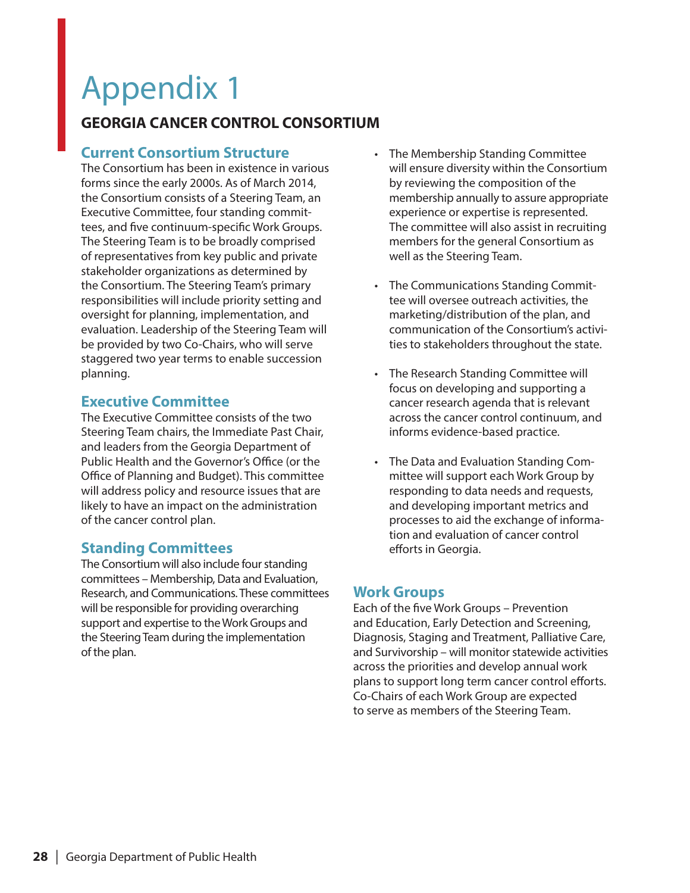# Appendix 1

## GEORGIA CANCER CONTROL CONSORTIUM

### Current Consortium Structure

The Consortium has been in existence in various forms since the early 2000s. As of March 2014, the Consortium consists of a Steering Team, an Executive Committee, four standing committees, and five continuum-specific Work Groups. The Steering Team is to be broadly comprised of representatives from key public and private stakeholder organizations as determined by the Consortium. The Steering Team's primary responsibilities will include priority setting and oversight for planning, implementation, and evaluation. Leadership of the Steering Team will be provided by two Co-Chairs, who will serve staggered two year terms to enable succession planning.

### Executive Committee

The Executive Committee consists of the two Steering Team chairs, the Immediate Past Chair, and leaders from the Georgia Department of Public Health and the Governor's Office (or the Office of Planning and Budget). This committee will address policy and resource issues that are likely to have an impact on the administration of the cancer control plan.

### Standing Committees

The Consortium will also include four standing committees – Membership, Data and Evaluation, Research, and Communications. These committees will be responsible for providing overarching support and expertise to the Work Groups and the Steering Team during the implementation of the plan.

- The Membership Standing Committee will ensure diversity within the Consortium by reviewing the composition of the membership annually to assure appropriate experience or expertise is represented. The committee will also assist in recruiting members for the general Consortium as well as the Steering Team.
- The Communications Standing Committee will oversee outreach activities, the marketing/distribution of the plan, and communication of the Consortium's activities to stakeholders throughout the state.
- The Research Standing Committee will focus on developing and supporting a cancer research agenda that is relevant across the cancer control continuum, and informs evidence-based practice.
- The Data and Evaluation Standing Committee will support each Work Group by responding to data needs and requests, and developing important metrics and processes to aid the exchange of information and evaluation of cancer control efforts in Georgia.

### Work Groups

Each of the five Work Groups – Prevention and Education, Early Detection and Screening, Diagnosis, Staging and Treatment, Palliative Care, and Survivorship – will monitor statewide activities across the priorities and develop annual work plans to support long term cancer control efforts. Co-Chairs of each Work Group are expected to serve as members of the Steering Team.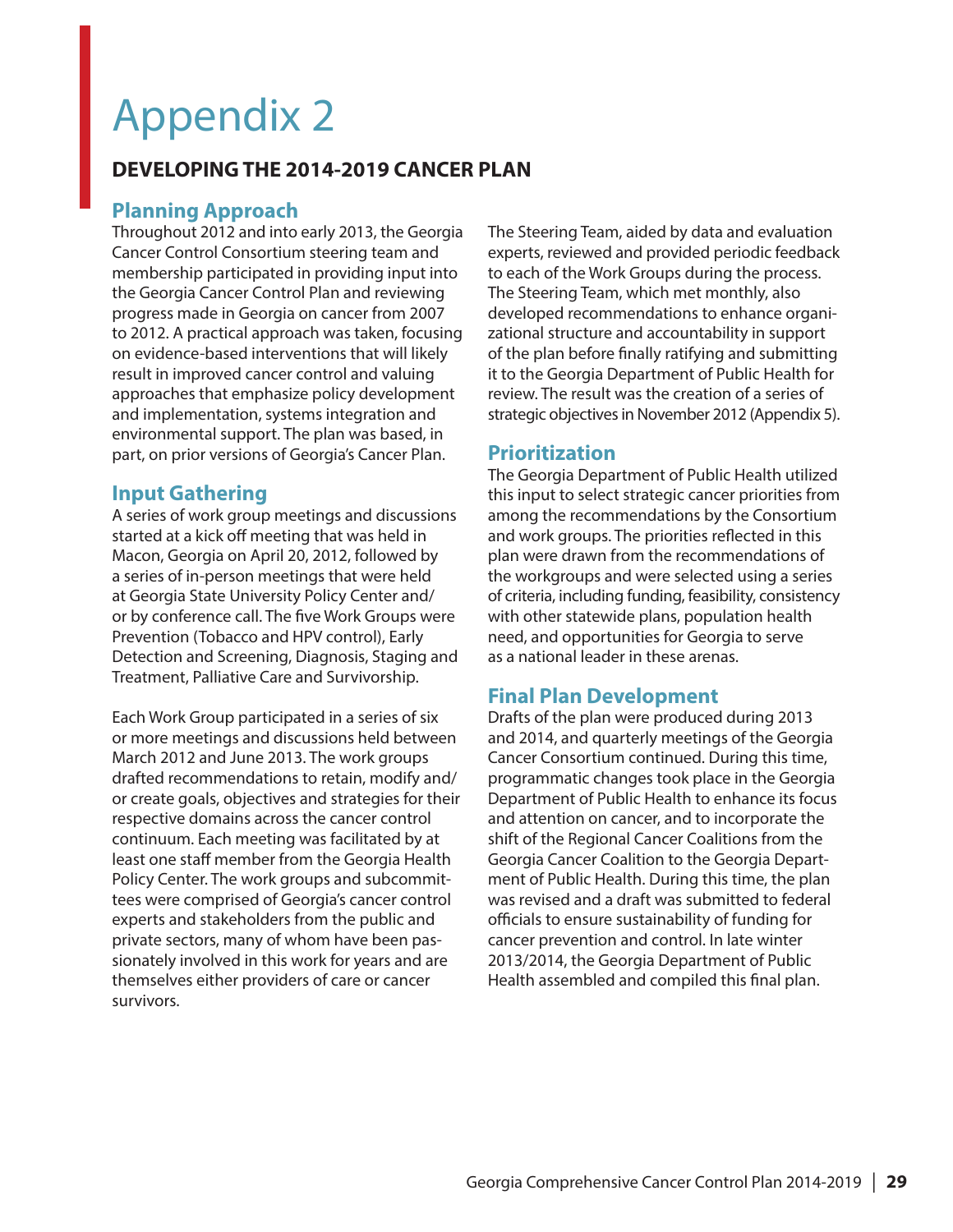# Appendix 2

## DEVELOPING THE 2014-2019 CANCER PLAN

### Planning Approach

Throughout 2012 and into early 2013, the Georgia Cancer Control Consortium steering team and membership participated in providing input into the Georgia Cancer Control Plan and reviewing progress made in Georgia on cancer from 2007 to 2012. A practical approach was taken, focusing on evidence-based interventions that will likely result in improved cancer control and valuing approaches that emphasize policy development and implementation, systems integration and environmental support. The plan was based, in part, on prior versions of Georgia's Cancer Plan.

### Input Gathering

A series of work group meetings and discussions started at a kick off meeting that was held in Macon, Georgia on April 20, 2012, followed by a series of in-person meetings that were held at Georgia State University Policy Center and/or by conference call. The five Work Groups were Prevention (Tobacco and HPV control), Early Detection and Screening, Diagnosis, Staging and Treatment, Palliative Care and Survivorship.

Each Work Group participated in a series of six or more meetings and discussions held between March 2012 and June 2013. The work groups drafted recommendations to retain, modify and/or create goals, objectives and strategies for their respective domains across the cancer control continuum. Each meeting was facilitated by at least one staff member from the Georgia Health Policy Center. The work groups and subcommittees were comprised of Georgia's cancer control experts and stakeholders from the public and private sectors, many of whom have been passionately involved in this work for years and are themselves either providers of care or cancer survivors.

The Steering Team, aided by data and evaluation experts, reviewed and provided periodic feedback to each of the Work Groups during the process. The Steering Team, which met monthly, also developed recommendations to enhance organizational structure and accountability in support of the plan before finally ratifying and submitting it to the Georgia Department of Public Health for review. The result was the creation of a series of strategic objectives in November 2012 (Appendix 5).

### Prioritization

The Georgia Department of Public Health utilized this input to select strategic cancer priorities from among the recommendations by the Consortium and work groups. The priorities reflected in this plan were drawn from the recommendations of the workgroups and were selected using a series of criteria, including funding, feasibility, consistency with other statewide plans, population health need, and opportunities for Georgia to serve as a national leader in these arenas.

### Final Plan Development

Drafts of the plan were produced during 2013 and 2014, and quarterly meetings of the Georgia Cancer Consortium continued. During this time, programmatic changes took place in the Georgia Department of Public Health to enhance its focus and attention on cancer, and to incorporate the shift of the Regional Cancer Coalitions from the Georgia Cancer Coalition to the Georgia Department of Public Health. During this time, the plan was revised and a draft was submitted to federal officials to ensure sustainability of funding for cancer prevention and control. In late winter 2013/2014, the Georgia Department of Public Health assembled and compiled this final plan.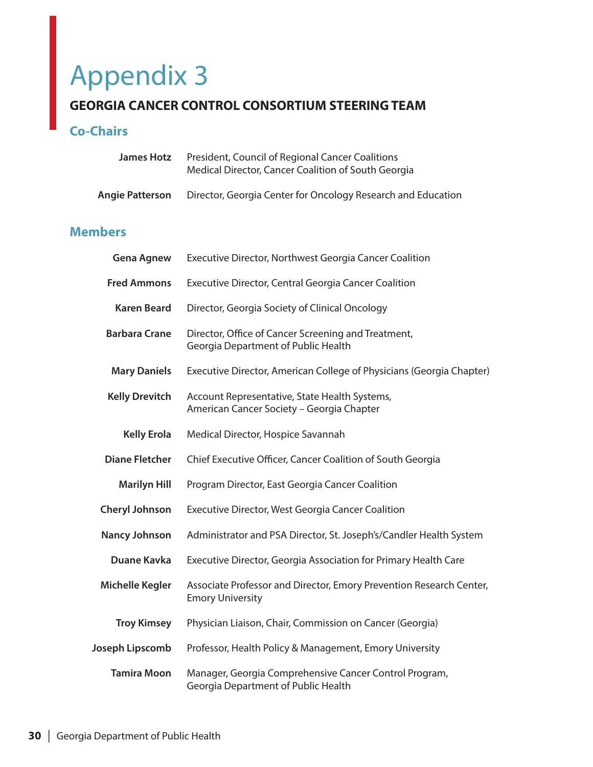# Appendix 3

## GEORGIA CANCER CONTROL CONSORTIUM STEERING TEAM

### Co-Chairs

**James Hotz** President, Council of Regional Cancer Coalitions
Medical Director, Cancer Coalition of South Georgia

**Angie Patterson** Director, Georgia Center for Oncology Research and Education

### Members

**Gena Agnew** Executive Director, Northwest Georgia Cancer Coalition

**Fred Ammons** Executive Director, Central Georgia Cancer Coalition

**Karen Beard** Director, Georgia Society of Clinical Oncology

**Barbara Crane** Director, Office of Cancer Screening and Treatment,
Georgia Department of Public Health

**Mary Daniels** Executive Director, American College of Physicians (Georgia Chapter)

**Kelly Drevitch** Account Representative, State Health Systems,
American Cancer Society – Georgia Chapter

**Kelly Erola** Medical Director, Hospice Savannah

**Diane Fletcher** Chief Executive Officer, Cancer Coalition of South Georgia

**Marilyn Hill** Program Director, East Georgia Cancer Coalition

**Cheryl Johnson** Executive Director, West Georgia Cancer Coalition

**Nancy Johnson** Administrator and PSA Director, St. Joseph's/Candler Health System

**Duane Kavka** Executive Director, Georgia Association for Primary Health Care

**Michelle Kegler** Associate Professor and Director, Emory Prevention Research Center,
Emory University

**Troy Kimsey** Physician Liaison, Chair, Commission on Cancer (Georgia)

**Joseph Lipscomb** Professor, Health Policy & Management, Emory University

**Tamira Moon** Manager, Georgia Comprehensive Cancer Control Program,
Georgia Department of Public Health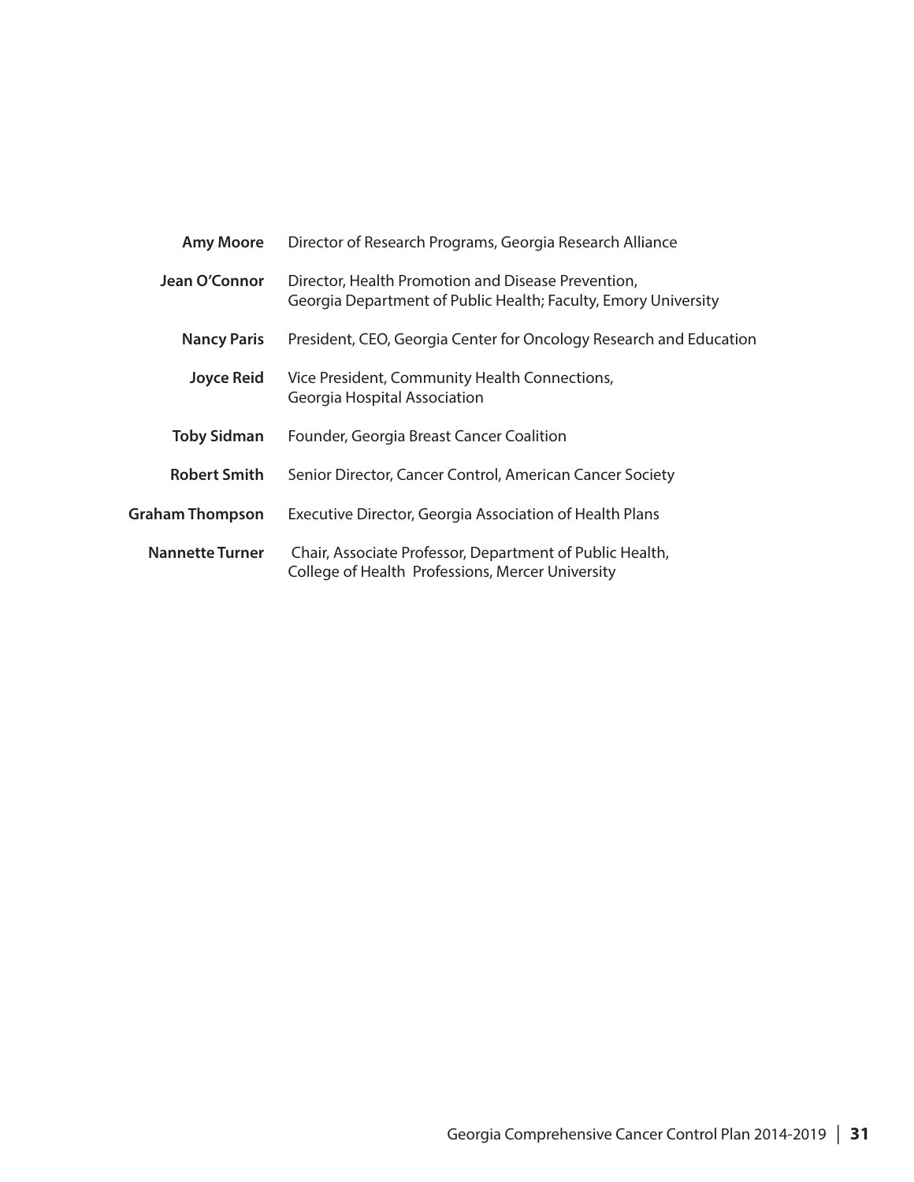| | |
|---|---|
| **Amy Moore** | Director of Research Programs, Georgia Research Alliance |
| **Jean O'Connor** | Director, Health Promotion and Disease Prevention, Georgia Department of Public Health; Faculty, Emory University |
| **Nancy Paris** | President, CEO, Georgia Center for Oncology Research and Education |
| **Joyce Reid** | Vice President, Community Health Connections, Georgia Hospital Association |
| **Toby Sidman** | Founder, Georgia Breast Cancer Coalition |
| **Robert Smith** | Senior Director, Cancer Control, American Cancer Society |
| **Graham Thompson** | Executive Director, Georgia Association of Health Plans |
| **Nannette Turner** | Chair, Associate Professor, Department of Public Health, College of Health Professions, Mercer University |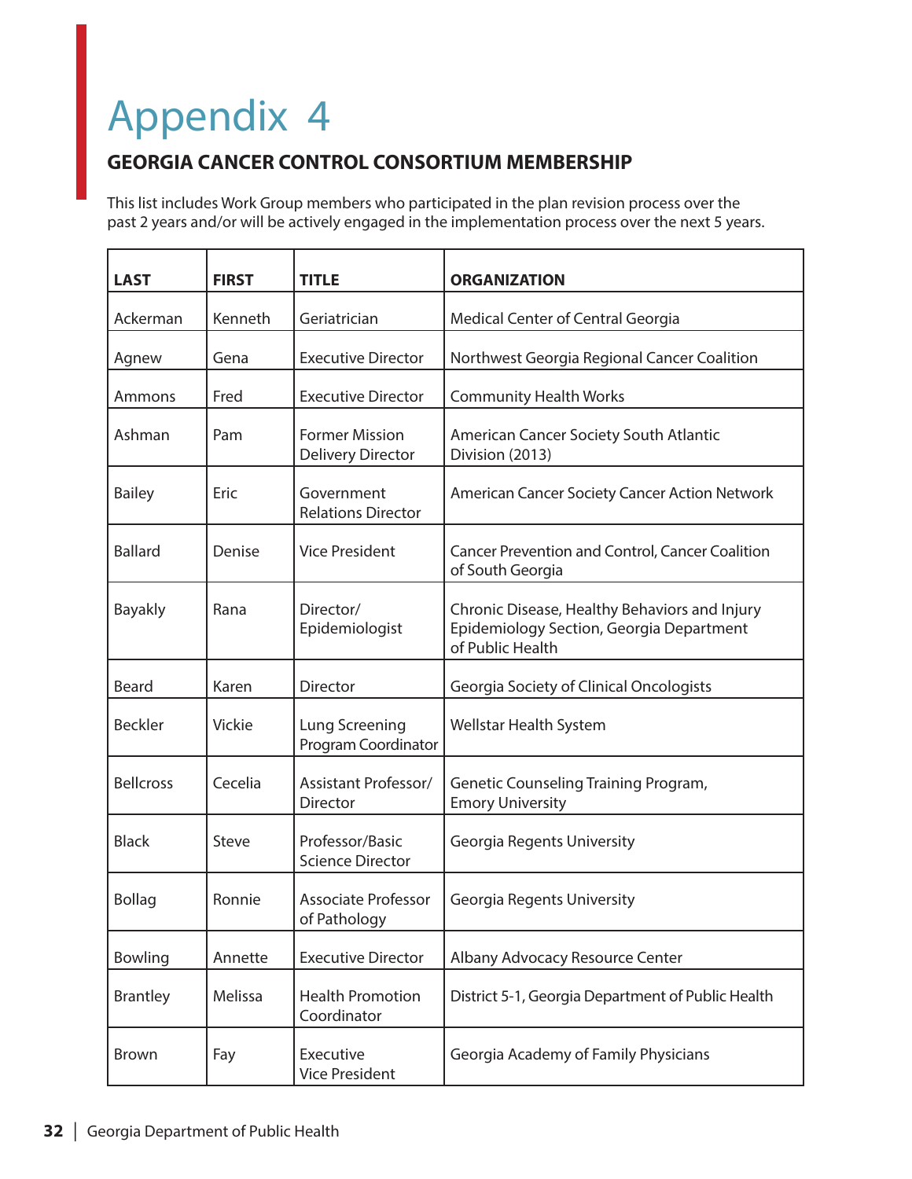# Appendix 4

## GEORGIA CANCER CONTROL CONSORTIUM MEMBERSHIP

This list includes Work Group members who participated in the plan revision process over the past 2 years and/or will be actively engaged in the implementation process over the next 5 years.

| LAST | FIRST | TITLE | ORGANIZATION |
|---|---|---|---|
| Ackerman | Kenneth | Geriatrician | Medical Center of Central Georgia |
| Agnew | Gena | Executive Director | Northwest Georgia Regional Cancer Coalition |
| Ammons | Fred | Executive Director | Community Health Works |
| Ashman | Pam | Former Mission Delivery Director | American Cancer Society South Atlantic Division (2013) |
| Bailey | Eric | Government Relations Director | American Cancer Society Cancer Action Network |
| Ballard | Denise | Vice President | Cancer Prevention and Control, Cancer Coalition of South Georgia |
| Bayakly | Rana | Director/ Epidemiologist | Chronic Disease, Healthy Behaviors and Injury Epidemiology Section, Georgia Department of Public Health |
| Beard | Karen | Director | Georgia Society of Clinical Oncologists |
| Beckler | Vickie | Lung Screening Program Coordinator | Wellstar Health System |
| Bellcross | Cecelia | Assistant Professor/ Director | Genetic Counseling Training Program, Emory University |
| Black | Steve | Professor/Basic Science Director | Georgia Regents University |
| Bollag | Ronnie | Associate Professor of Pathology | Georgia Regents University |
| Bowling | Annette | Executive Director | Albany Advocacy Resource Center |
| Brantley | Melissa | Health Promotion Coordinator | District 5-1, Georgia Department of Public Health |
| Brown | Fay | Executive Vice President | Georgia Academy of Family Physicians |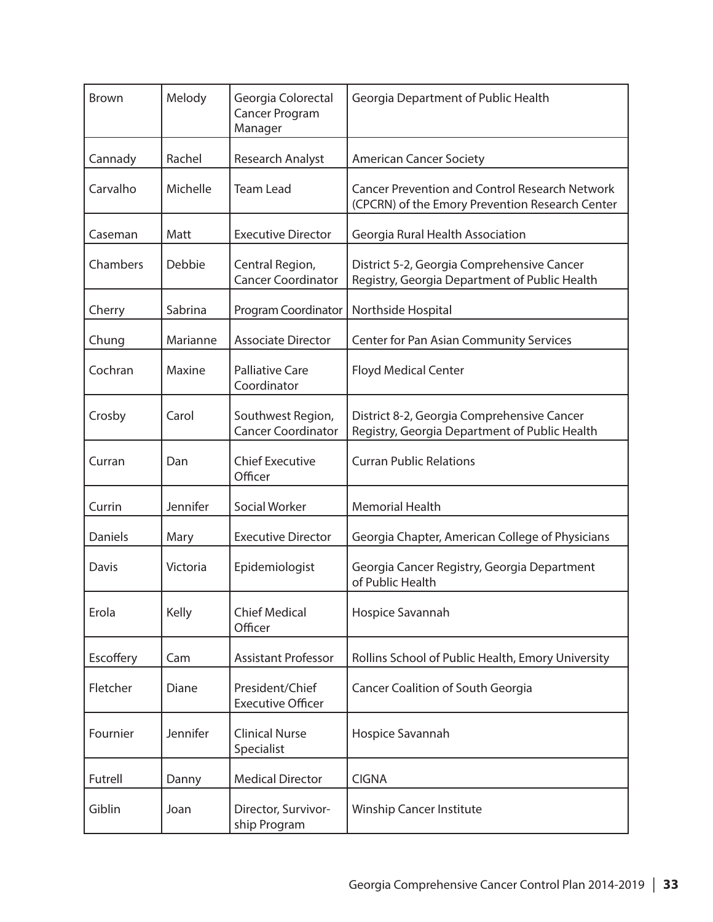| Brown | Melody | Georgia Colorectal Cancer Program Manager | Georgia Department of Public Health |
|---|---|---|---|
| Cannady | Rachel | Research Analyst | American Cancer Society |
| Carvalho | Michelle | Team Lead | Cancer Prevention and Control Research Network (CPCRN) of the Emory Prevention Research Center |
| Caseman | Matt | Executive Director | Georgia Rural Health Association |
| Chambers | Debbie | Central Region, Cancer Coordinator | District 5-2, Georgia Comprehensive Cancer Registry, Georgia Department of Public Health |
| Cherry | Sabrina | Program Coordinator | Northside Hospital |
| Chung | Marianne | Associate Director | Center for Pan Asian Community Services |
| Cochran | Maxine | Palliative Care Coordinator | Floyd Medical Center |
| Crosby | Carol | Southwest Region, Cancer Coordinator | District 8-2, Georgia Comprehensive Cancer Registry, Georgia Department of Public Health |
| Curran | Dan | Chief Executive Officer | Curran Public Relations |
| Currin | Jennifer | Social Worker | Memorial Health |
| Daniels | Mary | Executive Director | Georgia Chapter, American College of Physicians |
| Davis | Victoria | Epidemiologist | Georgia Cancer Registry, Georgia Department of Public Health |
| Erola | Kelly | Chief Medical Officer | Hospice Savannah |
| Escoffery | Cam | Assistant Professor | Rollins School of Public Health, Emory University |
| Fletcher | Diane | President/Chief Executive Officer | Cancer Coalition of South Georgia |
| Fournier | Jennifer | Clinical Nurse Specialist | Hospice Savannah |
| Futrell | Danny | Medical Director | CIGNA |
| Giblin | Joan | Director, Survivorship Program | Winship Cancer Institute |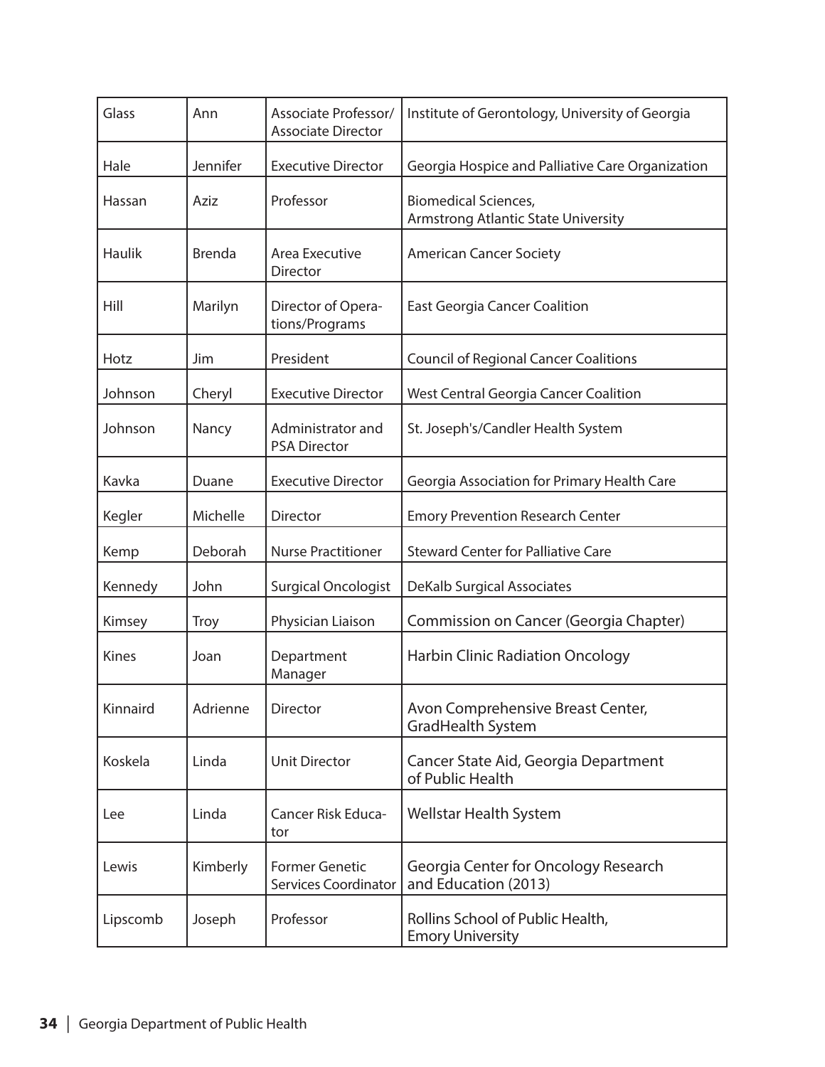| Glass | Ann | Associate Professor/ Associate Director | Institute of Gerontology, University of Georgia |
|---|---|---|---|
| Hale | Jennifer | Executive Director | Georgia Hospice and Palliative Care Organization |
| Hassan | Aziz | Professor | Biomedical Sciences, Armstrong Atlantic State University |
| Haulik | Brenda | Area Executive Director | American Cancer Society |
| Hill | Marilyn | Director of Operations/Programs | East Georgia Cancer Coalition |
| Hotz | Jim | President | Council of Regional Cancer Coalitions |
| Johnson | Cheryl | Executive Director | West Central Georgia Cancer Coalition |
| Johnson | Nancy | Administrator and PSA Director | St. Joseph's/Candler Health System |
| Kavka | Duane | Executive Director | Georgia Association for Primary Health Care |
| Kegler | Michelle | Director | Emory Prevention Research Center |
| Kemp | Deborah | Nurse Practitioner | Steward Center for Palliative Care |
| Kennedy | John | Surgical Oncologist | DeKalb Surgical Associates |
| Kimsey | Troy | Physician Liaison | Commission on Cancer (Georgia Chapter) |
| Kines | Joan | Department Manager | Harbin Clinic Radiation Oncology |
| Kinnaird | Adrienne | Director | Avon Comprehensive Breast Center, GradHealth System |
| Koskela | Linda | Unit Director | Cancer State Aid, Georgia Department of Public Health |
| Lee | Linda | Cancer Risk Educator | Wellstar Health System |
| Lewis | Kimberly | Former Genetic Services Coordinator | Georgia Center for Oncology Research and Education (2013) |
| Lipscomb | Joseph | Professor | Rollins School of Public Health, Emory University |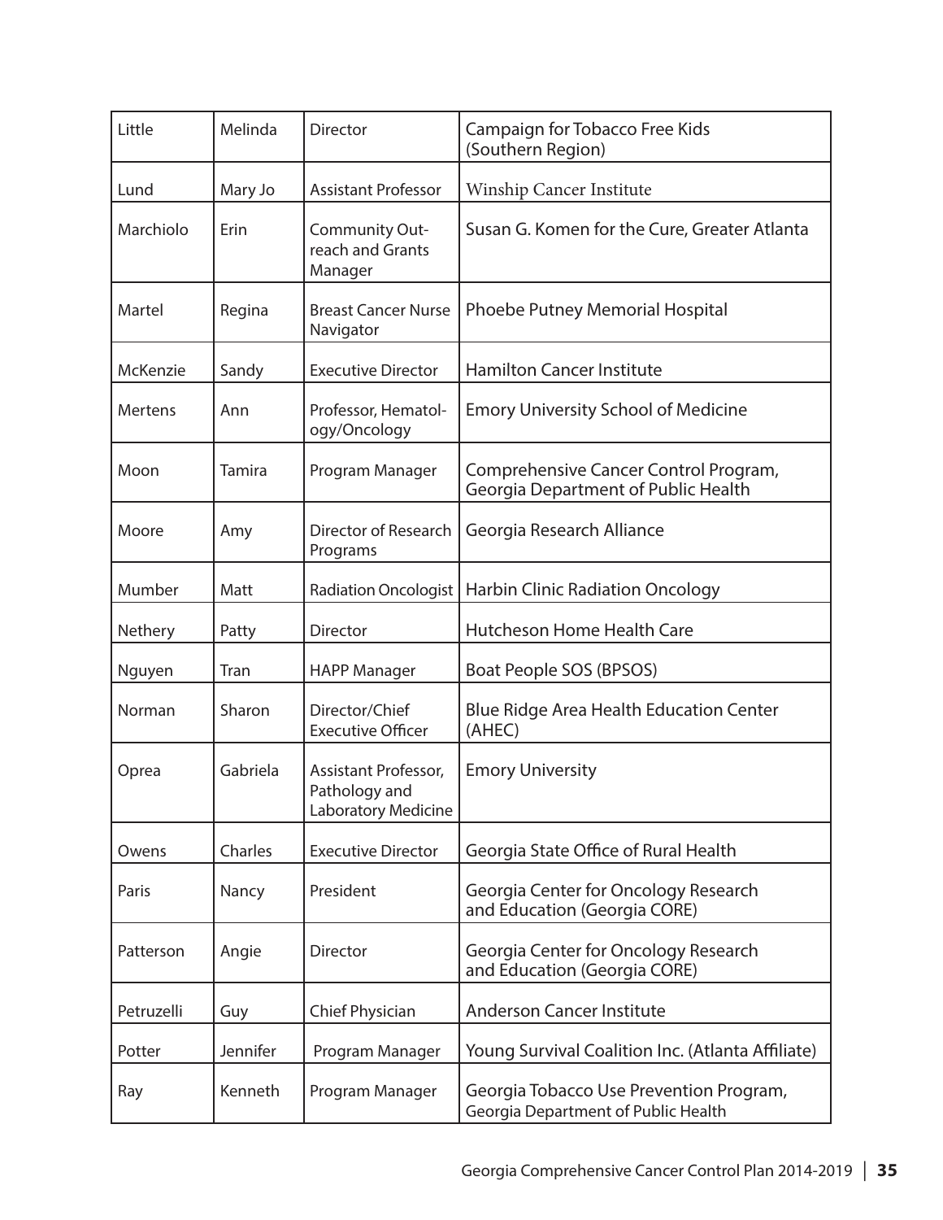| Little | Melinda | Director | Campaign for Tobacco Free Kids (Southern Region) |
|---|---|---|---|
| Lund | Mary Jo | Assistant Professor | Winship Cancer Institute |
| Marchiolo | Erin | Community Outreach and Grants Manager | Susan G. Komen for the Cure, Greater Atlanta |
| Martel | Regina | Breast Cancer Nurse Navigator | Phoebe Putney Memorial Hospital |
| McKenzie | Sandy | Executive Director | Hamilton Cancer Institute |
| Mertens | Ann | Professor, Hematology/Oncology | Emory University School of Medicine |
| Moon | Tamira | Program Manager | Comprehensive Cancer Control Program, Georgia Department of Public Health |
| Moore | Amy | Director of Research Programs | Georgia Research Alliance |
| Mumber | Matt | Radiation Oncologist | Harbin Clinic Radiation Oncology |
| Nethery | Patty | Director | Hutcheson Home Health Care |
| Nguyen | Tran | HAPP Manager | Boat People SOS (BPSOS) |
| Norman | Sharon | Director/Chief Executive Officer | Blue Ridge Area Health Education Center (AHEC) |
| Oprea | Gabriela | Assistant Professor, Pathology and Laboratory Medicine | Emory University |
| Owens | Charles | Executive Director | Georgia State Office of Rural Health |
| Paris | Nancy | President | Georgia Center for Oncology Research and Education (Georgia CORE) |
| Patterson | Angie | Director | Georgia Center for Oncology Research and Education (Georgia CORE) |
| Petruzelli | Guy | Chief Physician | Anderson Cancer Institute |
| Potter | Jennifer | Program Manager | Young Survival Coalition Inc. (Atlanta Affiliate) |
| Ray | Kenneth | Program Manager | Georgia Tobacco Use Prevention Program, Georgia Department of Public Health |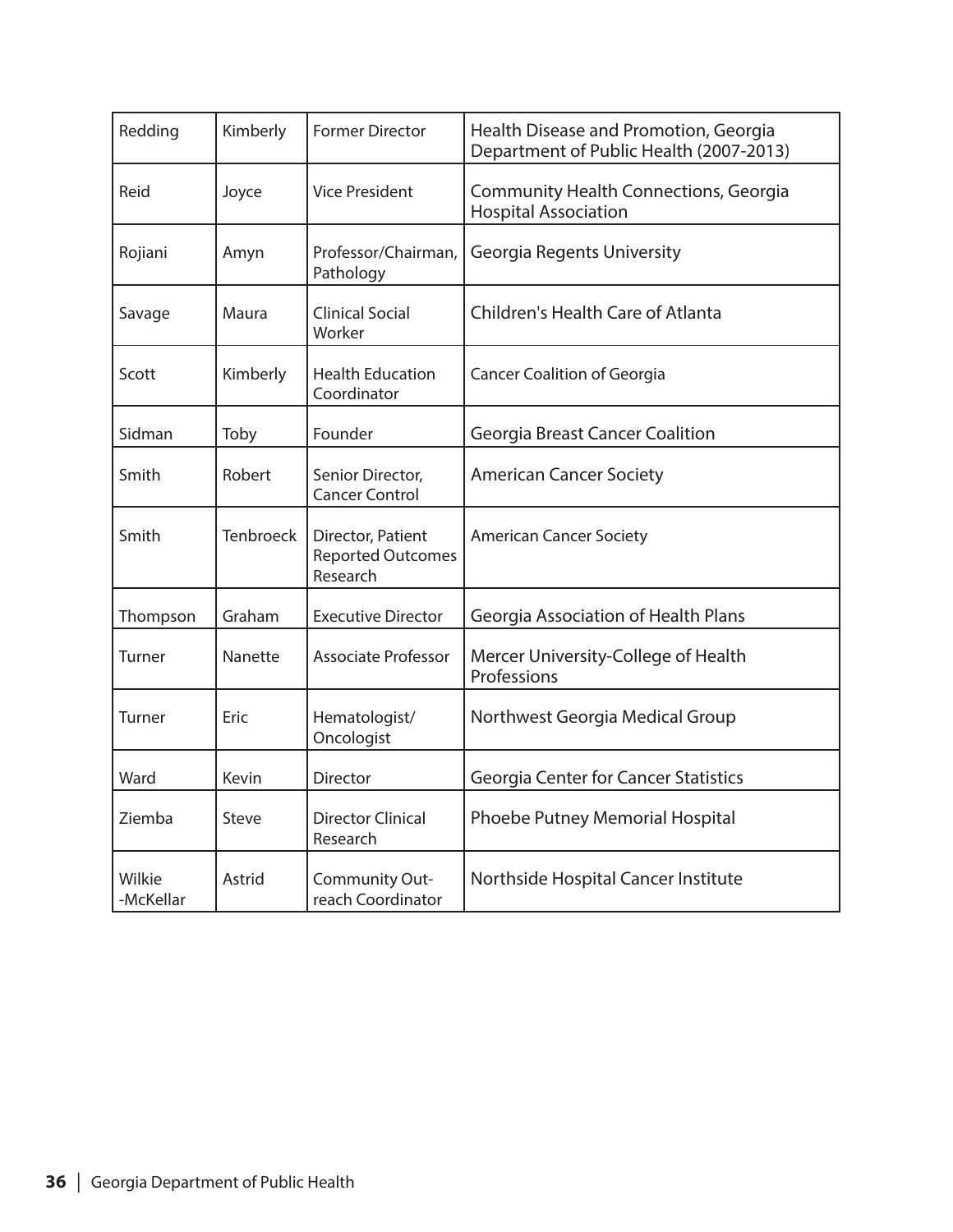| Redding | Kimberly | Former Director | Health Disease and Promotion, Georgia Department of Public Health (2007-2013) |
|---|---|---|---|
| Reid | Joyce | Vice President | Community Health Connections, Georgia Hospital Association |
| Rojiani | Amyn | Professor/Chairman, Pathology | Georgia Regents University |
| Savage | Maura | Clinical Social Worker | Children's Health Care of Atlanta |
| Scott | Kimberly | Health Education Coordinator | Cancer Coalition of Georgia |
| Sidman | Toby | Founder | Georgia Breast Cancer Coalition |
| Smith | Robert | Senior Director, Cancer Control | American Cancer Society |
| Smith | Tenbroeck | Director, Patient Reported Outcomes Research | American Cancer Society |
| Thompson | Graham | Executive Director | Georgia Association of Health Plans |
| Turner | Nanette | Associate Professor | Mercer University-College of Health Professions |
| Turner | Eric | Hematologist/ Oncologist | Northwest Georgia Medical Group |
| Ward | Kevin | Director | Georgia Center for Cancer Statistics |
| Ziemba | Steve | Director Clinical Research | Phoebe Putney Memorial Hospital |
| Wilkie -McKellar | Astrid | Community Out-reach Coordinator | Northside Hospital Cancer Institute |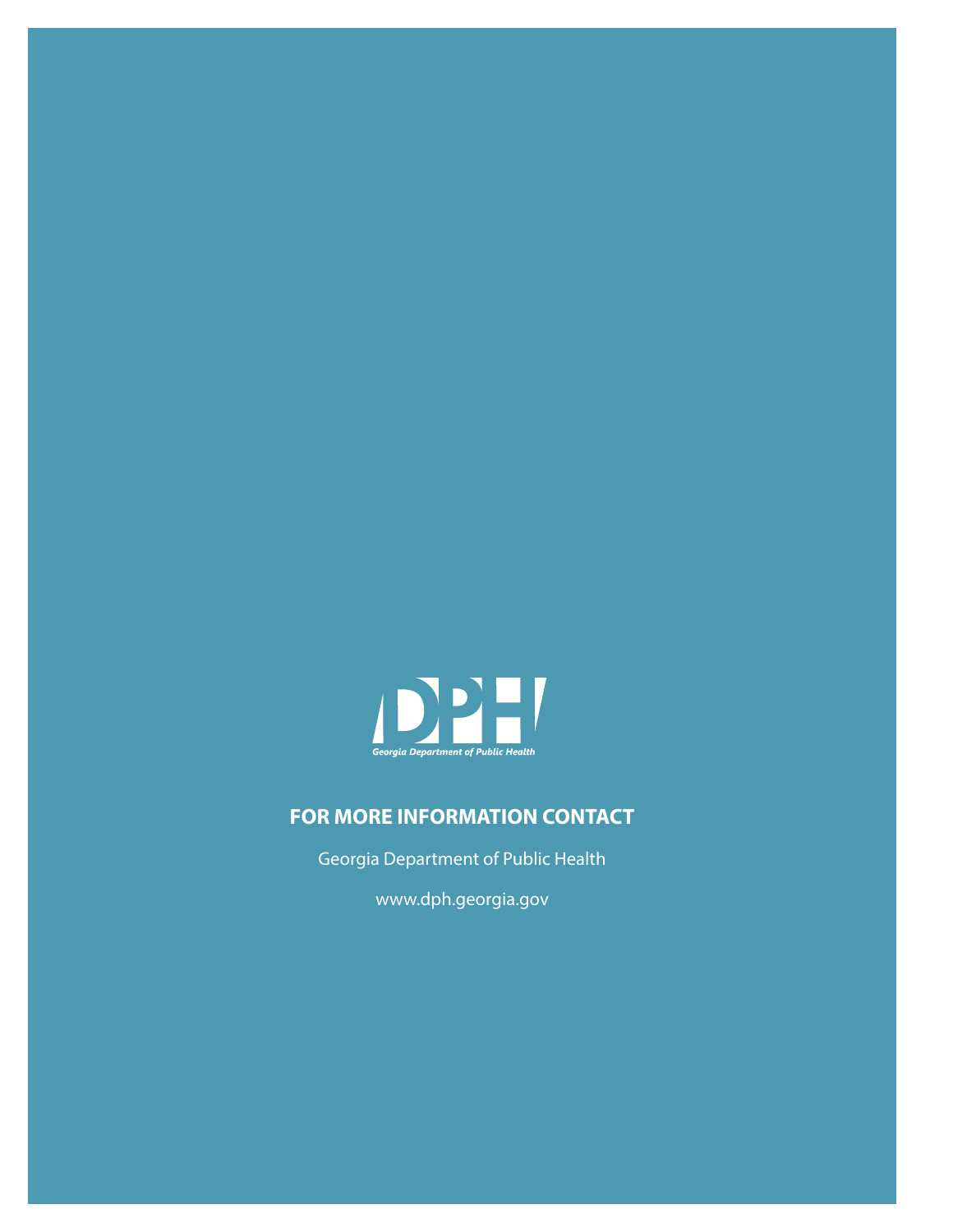DPH

*Georgia Department of Public Health*

**FOR MORE INFORMATION CONTACT**

Georgia Department of Public Health

www.dph.georgia.gov